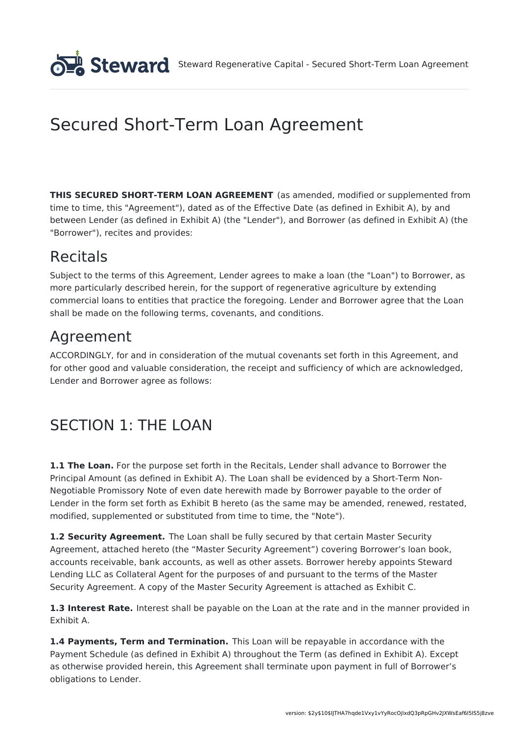# Secured Short-Term Loan Agreement

**THIS SECURED SHORT-TERM LOAN AGREEMENT** (as amended, modified or supplemented from time to time, this "Agreement"), dated as of the Effective Date (as defined in Exhibit A), by and between Lender (as defined in Exhibit A) (the "Lender"), and Borrower (as defined in Exhibit A) (the "Borrower"), recites and provides:

## Recitals

Subject to the terms of this Agreement, Lender agrees to make a loan (the "Loan") to Borrower, as more particularly described herein, for the support of regenerative agriculture by extending commercial loans to entities that practice the foregoing. Lender and Borrower agree that the Loan shall be made on the following terms, covenants, and conditions.

## Agreement

ACCORDINGLY, for and in consideration of the mutual covenants set forth in this Agreement, and for other good and valuable consideration, the receipt and sufficiency of which are acknowledged, Lender and Borrower agree as follows:

## SECTION 1: THE LOAN

**1.1 The Loan.** For the purpose set forth in the Recitals, Lender shall advance to Borrower the Principal Amount (as defined in Exhibit A). The Loan shall be evidenced by a Short-Term Non-Negotiable Promissory Note of even date herewith made by Borrower payable to the order of Lender in the form set forth as Exhibit B hereto (as the same may be amended, renewed, restated, modified, supplemented or substituted from time to time, the "Note").

**1.2 Security Agreement.** The Loan shall be fully secured by that certain Master Security Agreement, attached hereto (the "Master Security Agreement") covering Borrower's loan book, accounts receivable, bank accounts, as well as other assets. Borrower hereby appoints Steward Lending LLC as Collateral Agent for the purposes of and pursuant to the terms of the Master Security Agreement. A copy of the Master Security Agreement is attached as Exhibit C.

**1.3 Interest Rate.** Interest shall be payable on the Loan at the rate and in the manner provided in Exhibit A.

**1.4 Payments, Term and Termination.** This Loan will be repayable in accordance with the Payment Schedule (as defined in Exhibit A) throughout the Term (as defined in Exhibit A). Except as otherwise provided herein, this Agreement shall terminate upon payment in full of Borrower's obligations to Lender.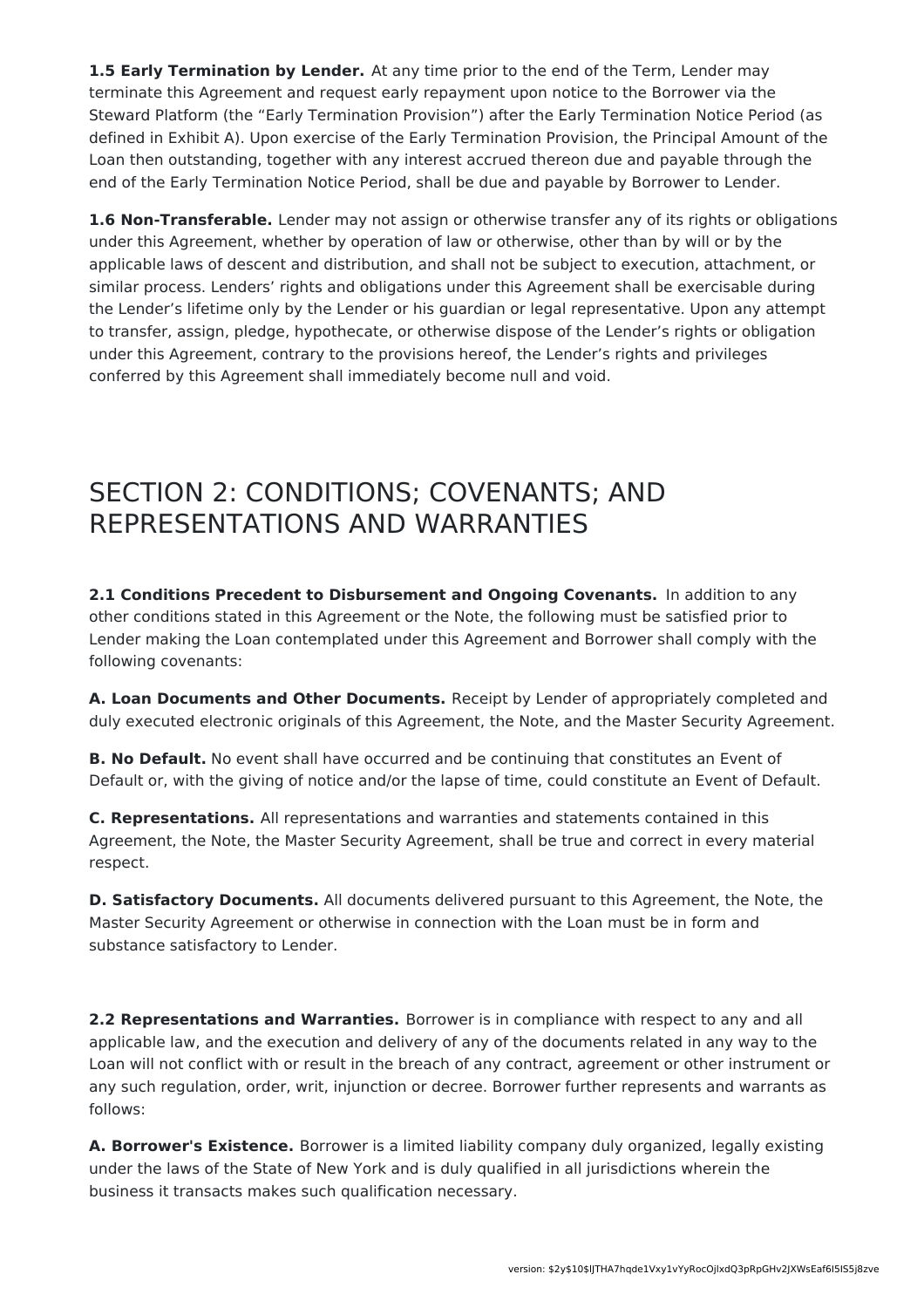**1.5 Early Termination by Lender.** At any time prior to the end of the Term, Lender may terminate this Agreement and request early repayment upon notice to the Borrower via the Steward Platform (the "Early Termination Provision") after the Early Termination Notice Period (as defined in Exhibit A). Upon exercise of the Early Termination Provision, the Principal Amount of the Loan then outstanding, together with any interest accrued thereon due and payable through the end of the Early Termination Notice Period, shall be due and payable by Borrower to Lender.

**1.6 Non-Transferable.** Lender may not assign or otherwise transfer any of its rights or obligations under this Agreement, whether by operation of law or otherwise, other than by will or by the applicable laws of descent and distribution, and shall not be subject to execution, attachment, or similar process. Lenders' rights and obligations under this Agreement shall be exercisable during the Lender's lifetime only by the Lender or his guardian or legal representative. Upon any attempt to transfer, assign, pledge, hypothecate, or otherwise dispose of the Lender's rights or obligation under this Agreement, contrary to the provisions hereof, the Lender's rights and privileges conferred by this Agreement shall immediately become null and void.

# SECTION 2: CONDITIONS; COVENANTS; AND REPRESENTATIONS AND WARRANTIES

**2.1 Conditions Precedent to Disbursement and Ongoing Covenants.** In addition to any other conditions stated in this Agreement or the Note, the following must be satisfied prior to Lender making the Loan contemplated under this Agreement and Borrower shall comply with the following covenants:

**A. Loan Documents and Other Documents.** Receipt by Lender of appropriately completed and duly executed electronic originals of this Agreement, the Note, and the Master Security Agreement.

**B. No Default.** No event shall have occurred and be continuing that constitutes an Event of Default or, with the giving of notice and/or the lapse of time, could constitute an Event of Default.

**C. Representations.** All representations and warranties and statements contained in this Agreement, the Note, the Master Security Agreement, shall be true and correct in every material respect.

**D. Satisfactory Documents.** All documents delivered pursuant to this Agreement, the Note, the Master Security Agreement or otherwise in connection with the Loan must be in form and substance satisfactory to Lender.

**2.2 Representations and Warranties.** Borrower is in compliance with respect to any and all applicable law, and the execution and delivery of any of the documents related in any way to the Loan will not conflict with or result in the breach of any contract, agreement or other instrument or any such regulation, order, writ, injunction or decree. Borrower further represents and warrants as follows:

**A. Borrower's Existence.** Borrower is a limited liability company duly organized, legally existing under the laws of the State of New York and is duly qualified in all jurisdictions wherein the business it transacts makes such qualification necessary.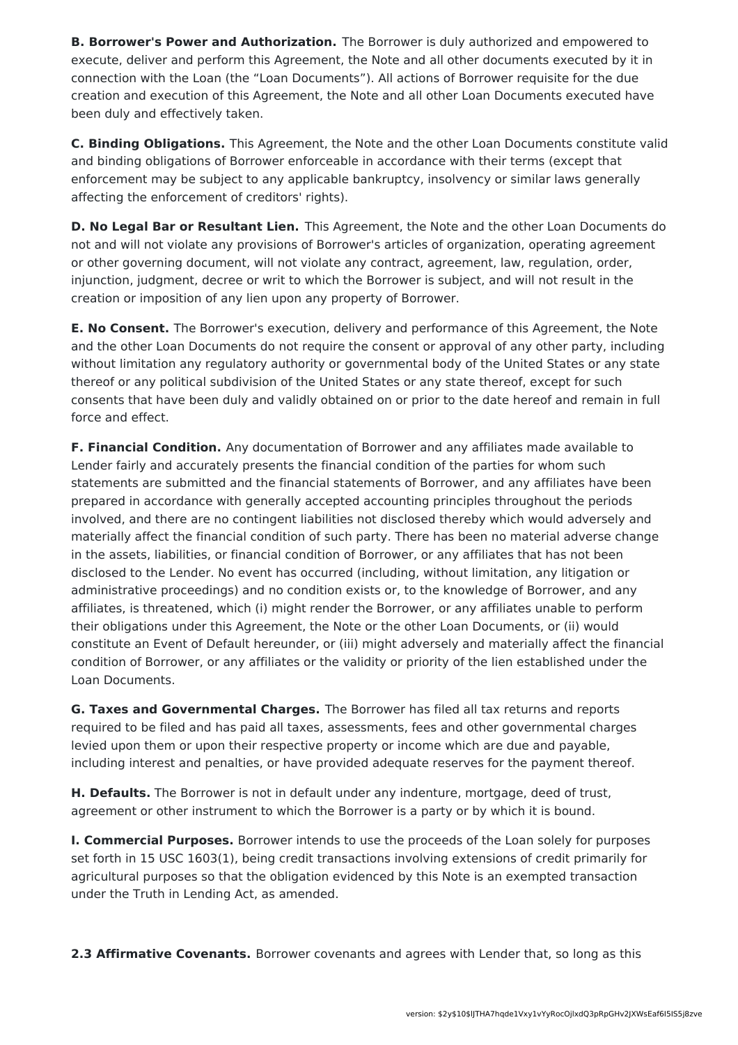**B. Borrower's Power and Authorization.** The Borrower is duly authorized and empowered to execute, deliver and perform this Agreement, the Note and all other documents executed by it in connection with the Loan (the "Loan Documents"). All actions of Borrower requisite for the due creation and execution of this Agreement, the Note and all other Loan Documents executed have been duly and effectively taken.

**C. Binding Obligations.** This Agreement, the Note and the other Loan Documents constitute valid and binding obligations of Borrower enforceable in accordance with their terms (except that enforcement may be subject to any applicable bankruptcy, insolvency or similar laws generally affecting the enforcement of creditors' rights).

**D. No Legal Bar or Resultant Lien.** This Agreement, the Note and the other Loan Documents do not and will not violate any provisions of Borrower's articles of organization, operating agreement or other governing document, will not violate any contract, agreement, law, regulation, order, injunction, judgment, decree or writ to which the Borrower is subject, and will not result in the creation or imposition of any lien upon any property of Borrower.

**E. No Consent.** The Borrower's execution, delivery and performance of this Agreement, the Note and the other Loan Documents do not require the consent or approval of any other party, including without limitation any regulatory authority or governmental body of the United States or any state thereof or any political subdivision of the United States or any state thereof, except for such consents that have been duly and validly obtained on or prior to the date hereof and remain in full force and effect.

**F. Financial Condition.** Any documentation of Borrower and any affiliates made available to Lender fairly and accurately presents the financial condition of the parties for whom such statements are submitted and the financial statements of Borrower, and any affiliates have been prepared in accordance with generally accepted accounting principles throughout the periods involved, and there are no contingent liabilities not disclosed thereby which would adversely and materially affect the financial condition of such party. There has been no material adverse change in the assets, liabilities, or financial condition of Borrower, or any affiliates that has not been disclosed to the Lender. No event has occurred (including, without limitation, any litigation or administrative proceedings) and no condition exists or, to the knowledge of Borrower, and any affiliates, is threatened, which (i) might render the Borrower, or any affiliates unable to perform their obligations under this Agreement, the Note or the other Loan Documents, or (ii) would constitute an Event of Default hereunder, or (iii) might adversely and materially affect the financial condition of Borrower, or any affiliates or the validity or priority of the lien established under the Loan Documents.

**G. Taxes and Governmental Charges.** The Borrower has filed all tax returns and reports required to be filed and has paid all taxes, assessments, fees and other governmental charges levied upon them or upon their respective property or income which are due and payable, including interest and penalties, or have provided adequate reserves for the payment thereof.

**H. Defaults.** The Borrower is not in default under any indenture, mortgage, deed of trust, agreement or other instrument to which the Borrower is a party or by which it is bound.

**I. Commercial Purposes.** Borrower intends to use the proceeds of the Loan solely for purposes set forth in 15 USC 1603(1), being credit transactions involving extensions of credit primarily for agricultural purposes so that the obligation evidenced by this Note is an exempted transaction under the Truth in Lending Act, as amended.

**2.3 Affirmative Covenants.** Borrower covenants and agrees with Lender that, so long as this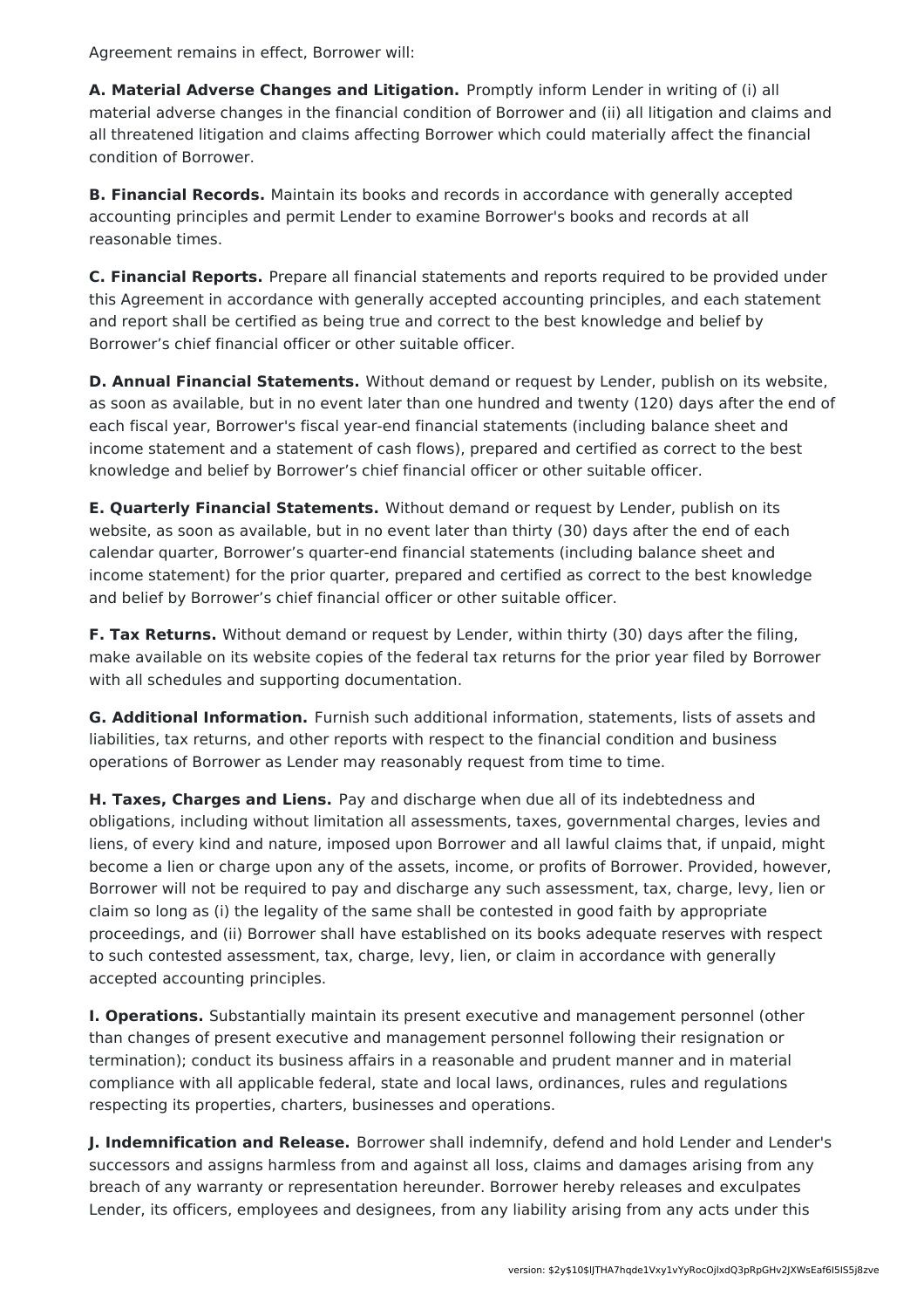Agreement remains in effect, Borrower will:

**A. Material Adverse Changes and Litigation.** Promptly inform Lender in writing of (i) all material adverse changes in the financial condition of Borrower and (ii) all litigation and claims and all threatened litigation and claims affecting Borrower which could materially affect the financial condition of Borrower.

**B. Financial Records.** Maintain its books and records in accordance with generally accepted accounting principles and permit Lender to examine Borrower's books and records at all reasonable times.

**C. Financial Reports.** Prepare all financial statements and reports required to be provided under this Agreement in accordance with generally accepted accounting principles, and each statement and report shall be certified as being true and correct to the best knowledge and belief by Borrower's chief financial officer or other suitable officer.

**D. Annual Financial Statements.** Without demand or request by Lender, publish on its website, as soon as available, but in no event later than one hundred and twenty (120) days after the end of each fiscal year, Borrower's fiscal year-end financial statements (including balance sheet and income statement and a statement of cash flows), prepared and certified as correct to the best knowledge and belief by Borrower's chief financial officer or other suitable officer.

**E. Quarterly Financial Statements.** Without demand or request by Lender, publish on its website, as soon as available, but in no event later than thirty (30) days after the end of each calendar quarter, Borrower's quarter-end financial statements (including balance sheet and income statement) for the prior quarter, prepared and certified as correct to the best knowledge and belief by Borrower's chief financial officer or other suitable officer.

**F. Tax Returns.** Without demand or request by Lender, within thirty (30) days after the filing, make available on its website copies of the federal tax returns for the prior year filed by Borrower with all schedules and supporting documentation.

**G. Additional Information.** Furnish such additional information, statements, lists of assets and liabilities, tax returns, and other reports with respect to the financial condition and business operations of Borrower as Lender may reasonably request from time to time.

**H. Taxes, Charges and Liens.** Pay and discharge when due all of its indebtedness and obligations, including without limitation all assessments, taxes, governmental charges, levies and liens, of every kind and nature, imposed upon Borrower and all lawful claims that, if unpaid, might become a lien or charge upon any of the assets, income, or profits of Borrower. Provided, however, Borrower will not be required to pay and discharge any such assessment, tax, charge, levy, lien or claim so long as (i) the legality of the same shall be contested in good faith by appropriate proceedings, and (ii) Borrower shall have established on its books adequate reserves with respect to such contested assessment, tax, charge, levy, lien, or claim in accordance with generally accepted accounting principles.

**I. Operations.** Substantially maintain its present executive and management personnel (other than changes of present executive and management personnel following their resignation or termination); conduct its business affairs in a reasonable and prudent manner and in material compliance with all applicable federal, state and local laws, ordinances, rules and regulations respecting its properties, charters, businesses and operations.

**J. Indemnification and Release.** Borrower shall indemnify, defend and hold Lender and Lender's successors and assigns harmless from and against all loss, claims and damages arising from any breach of any warranty or representation hereunder. Borrower hereby releases and exculpates Lender, its officers, employees and designees, from any liability arising from any acts under this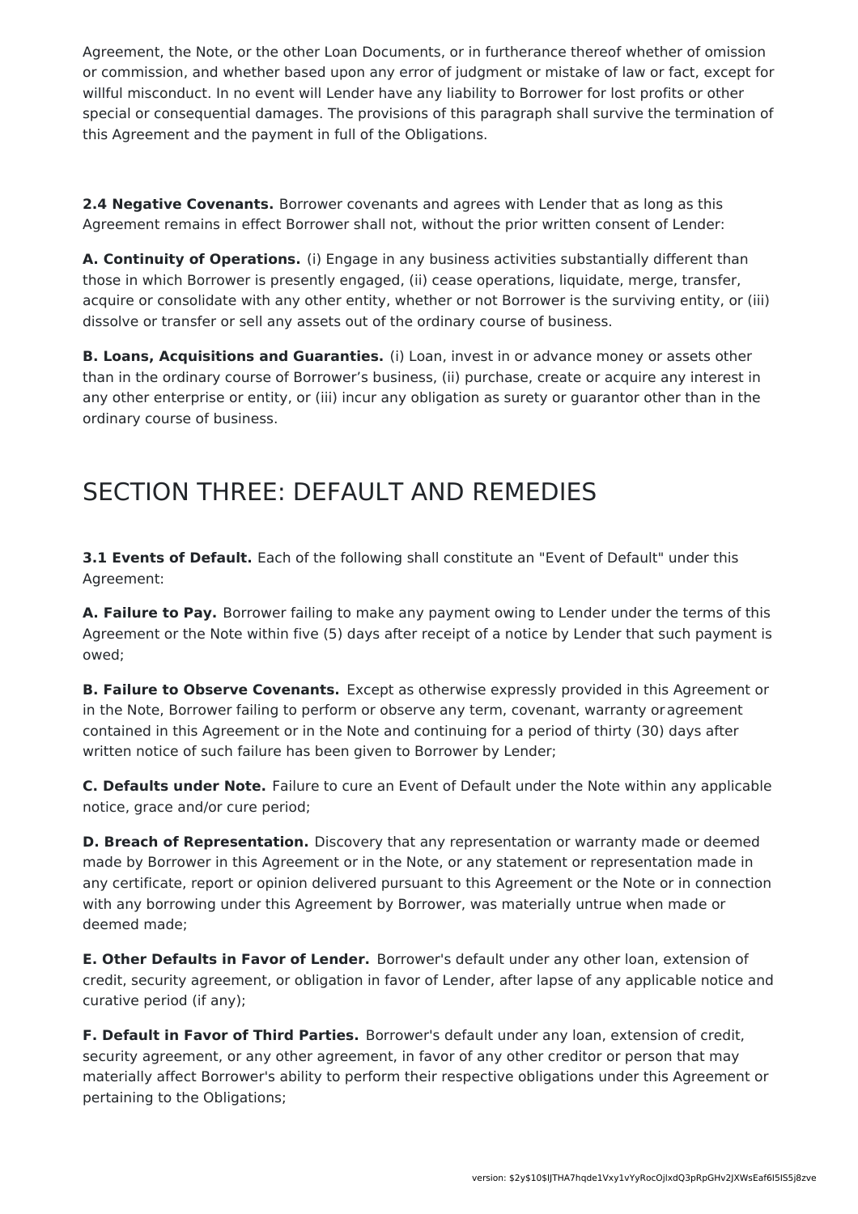Agreement, the Note, or the other Loan Documents, or in furtherance thereof whether of omission or commission, and whether based upon any error of judgment or mistake of law or fact, except for willful misconduct. In no event will Lender have any liability to Borrower for lost profits or other special or consequential damages. The provisions of this paragraph shall survive the termination of this Agreement and the payment in full of the Obligations.

**2.4 Negative Covenants.** Borrower covenants and agrees with Lender that as long as this Agreement remains in effect Borrower shall not, without the prior written consent of Lender:

**A. Continuity of Operations.** (i) Engage in any business activities substantially different than those in which Borrower is presently engaged, (ii) cease operations, liquidate, merge, transfer, acquire or consolidate with any other entity, whether or not Borrower is the surviving entity, or (iii) dissolve or transfer or sell any assets out of the ordinary course of business.

**B. Loans, Acquisitions and Guaranties.** (i) Loan, invest in or advance money or assets other than in the ordinary course of Borrower's business, (ii) purchase, create or acquire any interest in any other enterprise or entity, or (iii) incur any obligation as surety or guarantor other than in the ordinary course of business.

## SECTION THREE: DEFAULT AND REMEDIES

**3.1 Events of Default.** Each of the following shall constitute an "Event of Default" under this Agreement:

**A. Failure to Pay.** Borrower failing to make any payment owing to Lender under the terms of this Agreement or the Note within five (5) days after receipt of a notice by Lender that such payment is owed;

**B. Failure to Observe Covenants.** Except as otherwise expressly provided in this Agreement or in the Note, Borrower failing to perform or observe any term, covenant, warranty or agreement contained in this Agreement or in the Note and continuing for a period of thirty (30) days after written notice of such failure has been given to Borrower by Lender;

**C. Defaults under Note.** Failure to cure an Event of Default under the Note within any applicable notice, grace and/or cure period;

**D. Breach of Representation.** Discovery that any representation or warranty made or deemed made by Borrower in this Agreement or in the Note, or any statement or representation made in any certificate, report or opinion delivered pursuant to this Agreement or the Note or in connection with any borrowing under this Agreement by Borrower, was materially untrue when made or deemed made;

**E. Other Defaults in Favor of Lender.** Borrower's default under any other loan, extension of credit, security agreement, or obligation in favor of Lender, after lapse of any applicable notice and curative period (if any);

**F. Default in Favor of Third Parties.** Borrower's default under any loan, extension of credit, security agreement, or any other agreement, in favor of any other creditor or person that may materially affect Borrower's ability to perform their respective obligations under this Agreement or pertaining to the Obligations;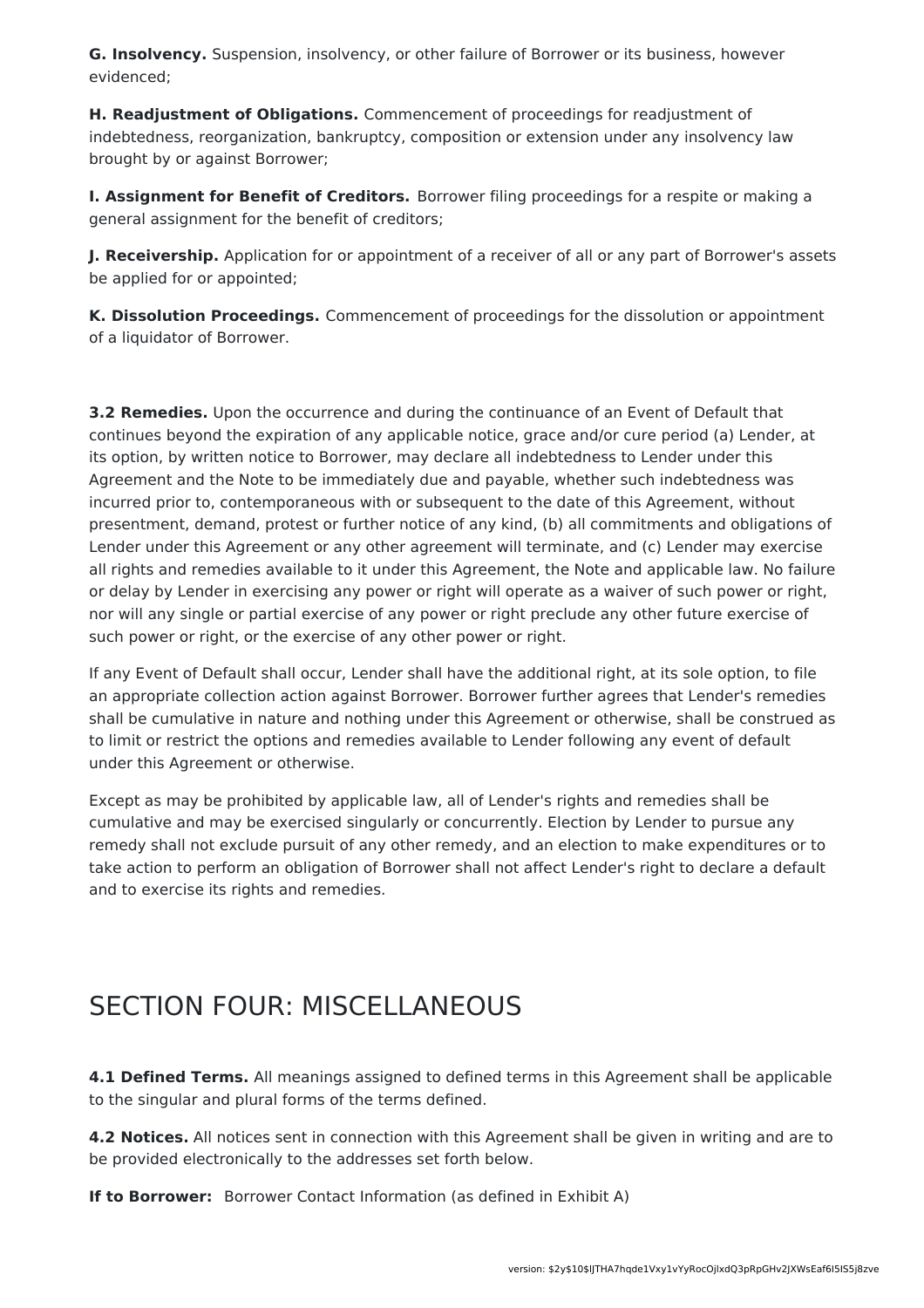**G. Insolvency.** Suspension, insolvency, or other failure of Borrower or its business, however evidenced;

**H. Readjustment of Obligations.** Commencement of proceedings for readjustment of indebtedness, reorganization, bankruptcy, composition or extension under any insolvency law brought by or against Borrower;

**I. Assignment for Benefit of Creditors.** Borrower filing proceedings for a respite or making a general assignment for the benefit of creditors;

**J. Receivership.** Application for or appointment of a receiver of all or any part of Borrower's assets be applied for or appointed;

**K. Dissolution Proceedings.** Commencement of proceedings for the dissolution or appointment of a liquidator of Borrower.

**3.2 Remedies.** Upon the occurrence and during the continuance of an Event of Default that continues beyond the expiration of any applicable notice, grace and/or cure period (a) Lender, at its option, by written notice to Borrower, may declare all indebtedness to Lender under this Agreement and the Note to be immediately due and payable, whether such indebtedness was incurred prior to, contemporaneous with or subsequent to the date of this Agreement, without presentment, demand, protest or further notice of any kind, (b) all commitments and obligations of Lender under this Agreement or any other agreement will terminate, and (c) Lender may exercise all rights and remedies available to it under this Agreement, the Note and applicable law. No failure or delay by Lender in exercising any power or right will operate as a waiver of such power or right, nor will any single or partial exercise of any power or right preclude any other future exercise of such power or right, or the exercise of any other power or right.

If any Event of Default shall occur, Lender shall have the additional right, at its sole option, to file an appropriate collection action against Borrower. Borrower further agrees that Lender's remedies shall be cumulative in nature and nothing under this Agreement or otherwise, shall be construed as to limit or restrict the options and remedies available to Lender following any event of default under this Agreement or otherwise.

Except as may be prohibited by applicable law, all of Lender's rights and remedies shall be cumulative and may be exercised singularly or concurrently. Election by Lender to pursue any remedy shall not exclude pursuit of any other remedy, and an election to make expenditures or to take action to perform an obligation of Borrower shall not affect Lender's right to declare a default and to exercise its rights and remedies.

## SECTION FOUR: MISCELLANEOUS

**4.1 Defined Terms.** All meanings assigned to defined terms in this Agreement shall be applicable to the singular and plural forms of the terms defined.

**4.2 Notices.** All notices sent in connection with this Agreement shall be given in writing and are to be provided electronically to the addresses set forth below.

**If to Borrower:** Borrower Contact Information (as defined in Exhibit A)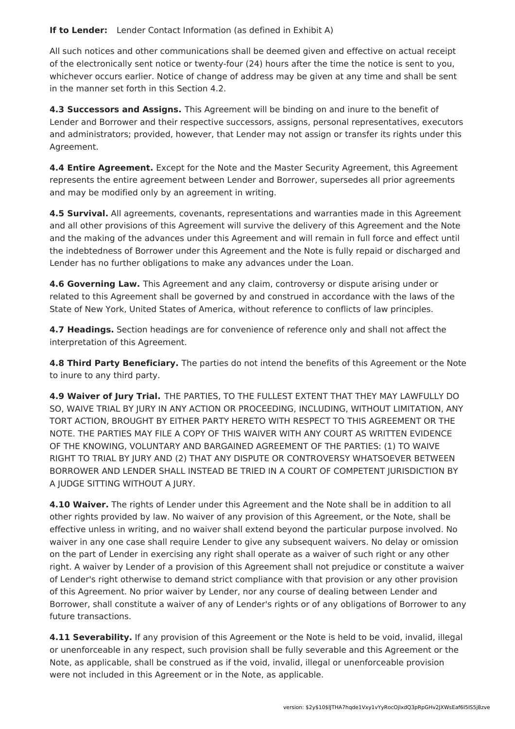**If to Lender:** Lender Contact Information (as defined in Exhibit A)

All such notices and other communications shall be deemed given and effective on actual receipt of the electronically sent notice or twenty-four (24) hours after the time the notice is sent to you, whichever occurs earlier. Notice of change of address may be given at any time and shall be sent in the manner set forth in this Section 4.2.

**4.3 Successors and Assigns.** This Agreement will be binding on and inure to the benefit of Lender and Borrower and their respective successors, assigns, personal representatives, executors and administrators; provided, however, that Lender may not assign or transfer its rights under this Agreement.

**4.4 Entire Agreement.** Except for the Note and the Master Security Agreement, this Agreement represents the entire agreement between Lender and Borrower, supersedes all prior agreements and may be modified only by an agreement in writing.

**4.5 Survival.** All agreements, covenants, representations and warranties made in this Agreement and all other provisions of this Agreement will survive the delivery of this Agreement and the Note and the making of the advances under this Agreement and will remain in full force and effect until the indebtedness of Borrower under this Agreement and the Note is fully repaid or discharged and Lender has no further obligations to make any advances under the Loan.

**4.6 Governing Law.** This Agreement and any claim, controversy or dispute arising under or related to this Agreement shall be governed by and construed in accordance with the laws of the State of New York, United States of America, without reference to conflicts of law principles.

**4.7 Headings.** Section headings are for convenience of reference only and shall not affect the interpretation of this Agreement.

**4.8 Third Party Beneficiary.** The parties do not intend the benefits of this Agreement or the Note to inure to any third party.

**4.9 Waiver of Jury Trial.** THE PARTIES, TO THE FULLEST EXTENT THAT THEY MAY LAWFULLY DO SO, WAIVE TRIAL BY JURY IN ANY ACTION OR PROCEEDING, INCLUDING, WITHOUT LIMITATION, ANY TORT ACTION, BROUGHT BY EITHER PARTY HERETO WITH RESPECT TO THIS AGREEMENT OR THE NOTE. THE PARTIES MAY FILE A COPY OF THIS WAIVER WITH ANY COURT AS WRITTEN EVIDENCE OF THE KNOWING, VOLUNTARY AND BARGAINED AGREEMENT OF THE PARTIES: (1) TO WAIVE RIGHT TO TRIAL BY JURY AND (2) THAT ANY DISPUTE OR CONTROVERSY WHATSOEVER BETWEEN BORROWER AND LENDER SHALL INSTEAD BE TRIED IN A COURT OF COMPETENT JURISDICTION BY A JUDGE SITTING WITHOUT A JURY.

**4.10 Waiver.** The rights of Lender under this Agreement and the Note shall be in addition to all other rights provided by law. No waiver of any provision of this Agreement, or the Note, shall be effective unless in writing, and no waiver shall extend beyond the particular purpose involved. No waiver in any one case shall require Lender to give any subsequent waivers. No delay or omission on the part of Lender in exercising any right shall operate as a waiver of such right or any other right. A waiver by Lender of a provision of this Agreement shall not prejudice or constitute a waiver of Lender's right otherwise to demand strict compliance with that provision or any other provision of this Agreement. No prior waiver by Lender, nor any course of dealing between Lender and Borrower, shall constitute a waiver of any of Lender's rights or of any obligations of Borrower to any future transactions.

**4.11 Severability.** If any provision of this Agreement or the Note is held to be void, invalid, illegal or unenforceable in any respect, such provision shall be fully severable and this Agreement or the Note, as applicable, shall be construed as if the void, invalid, illegal or unenforceable provision were not included in this Agreement or in the Note, as applicable.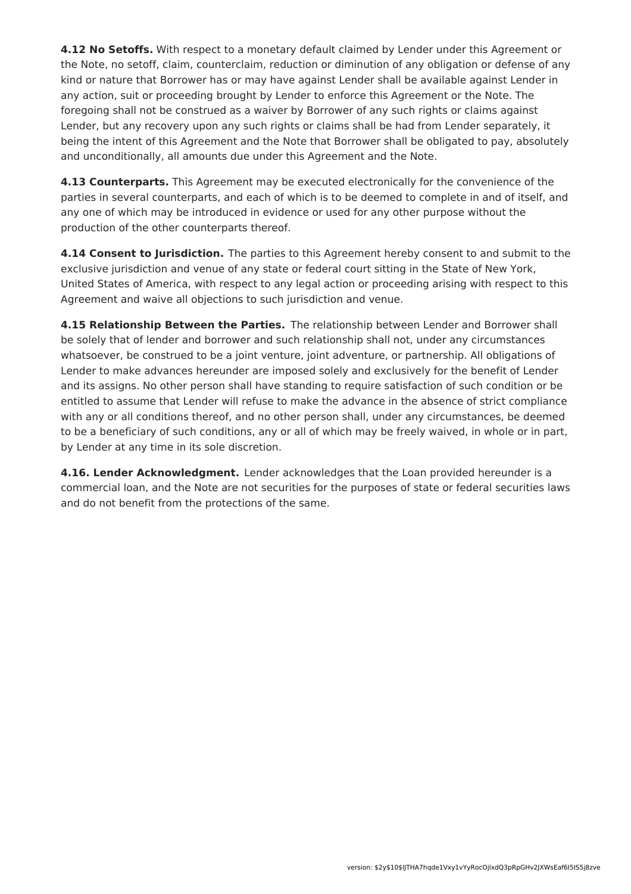**4.12 No Setoffs.** With respect to a monetary default claimed by Lender under this Agreement or the Note, no setoff, claim, counterclaim, reduction or diminution of any obligation or defense of any kind or nature that Borrower has or may have against Lender shall be available against Lender in any action, suit or proceeding brought by Lender to enforce this Agreement or the Note. The foregoing shall not be construed as a waiver by Borrower of any such rights or claims against Lender, but any recovery upon any such rights or claims shall be had from Lender separately, it being the intent of this Agreement and the Note that Borrower shall be obligated to pay, absolutely and unconditionally, all amounts due under this Agreement and the Note.

**4.13 Counterparts.** This Agreement may be executed electronically for the convenience of the parties in several counterparts, and each of which is to be deemed to complete in and of itself, and any one of which may be introduced in evidence or used for any other purpose without the production of the other counterparts thereof.

**4.14 Consent to Jurisdiction.** The parties to this Agreement hereby consent to and submit to the exclusive jurisdiction and venue of any state or federal court sitting in the State of New York, United States of America, with respect to any legal action or proceeding arising with respect to this Agreement and waive all objections to such jurisdiction and venue.

**4.15 Relationship Between the Parties.** The relationship between Lender and Borrower shall be solely that of lender and borrower and such relationship shall not, under any circumstances whatsoever, be construed to be a joint venture, joint adventure, or partnership. All obligations of Lender to make advances hereunder are imposed solely and exclusively for the benefit of Lender and its assigns. No other person shall have standing to require satisfaction of such condition or be entitled to assume that Lender will refuse to make the advance in the absence of strict compliance with any or all conditions thereof, and no other person shall, under any circumstances, be deemed to be a beneficiary of such conditions, any or all of which may be freely waived, in whole or in part, by Lender at any time in its sole discretion.

**4.16. Lender Acknowledgment.** Lender acknowledges that the Loan provided hereunder is a commercial loan, and the Note are not securities for the purposes of state or federal securities laws and do not benefit from the protections of the same.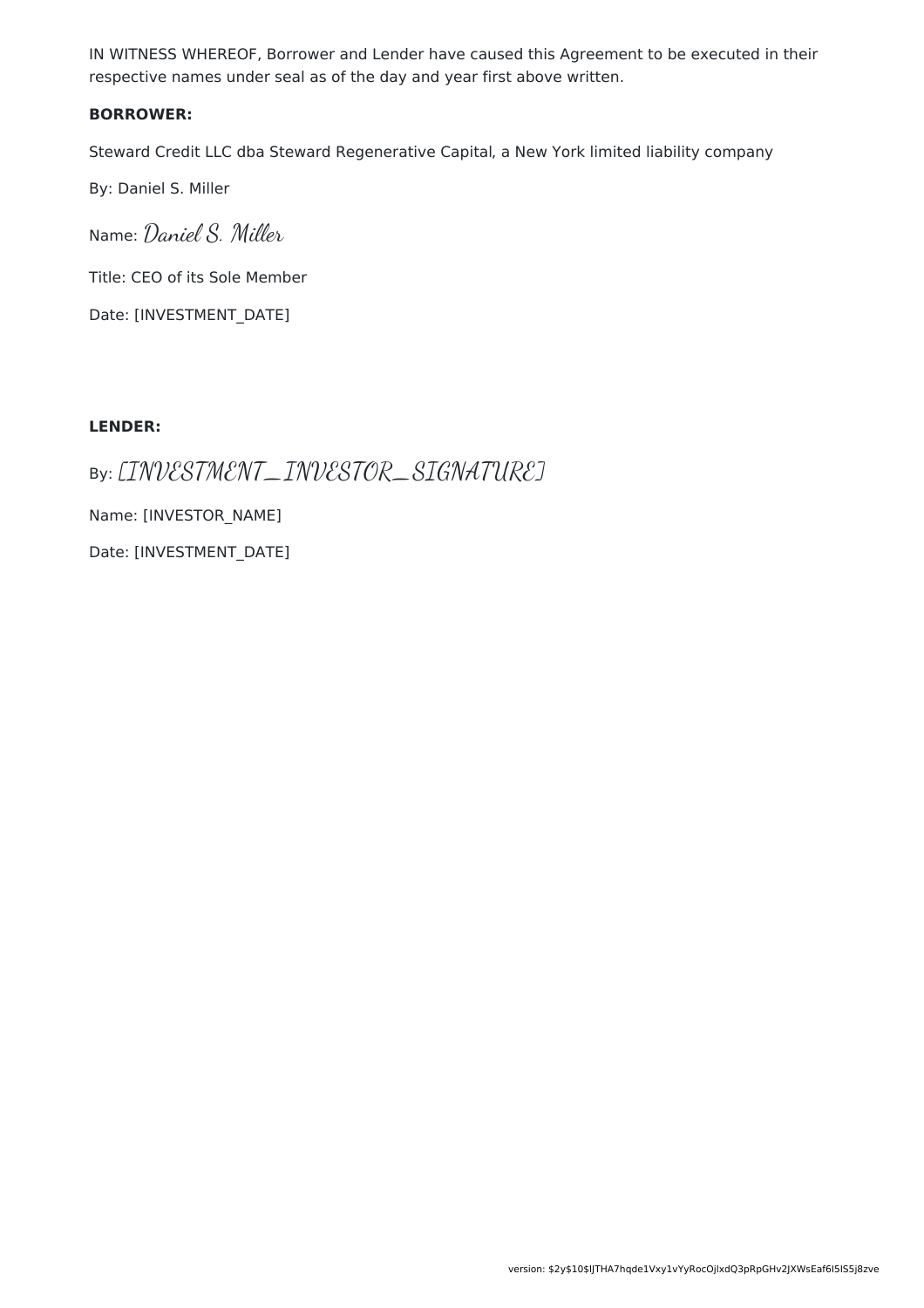IN WITNESS WHEREOF, Borrower and Lender have caused this Agreement to be executed in their respective names under seal as of the day and year first above written.

**BORROWER:**

Steward Credit LLC dba Steward Regenerative Capital, a New York limited liability company

By: Daniel S. Miller

Name: Daniel S. Miller

Title: CEO of its Sole Member

Date: [INVESTMENT_DATE]

**LENDER:**

By: [INVESTMENT_INVESTOR_SIGNATURE]

Name: [INVESTOR_NAME]

Date: [INVESTMENT_DATE]

version: $2y$10$lJTHA7hqde1Vxy1vYyRocOjlxdQ3pRpGHv2JXWsEaf6l5IS5j8zve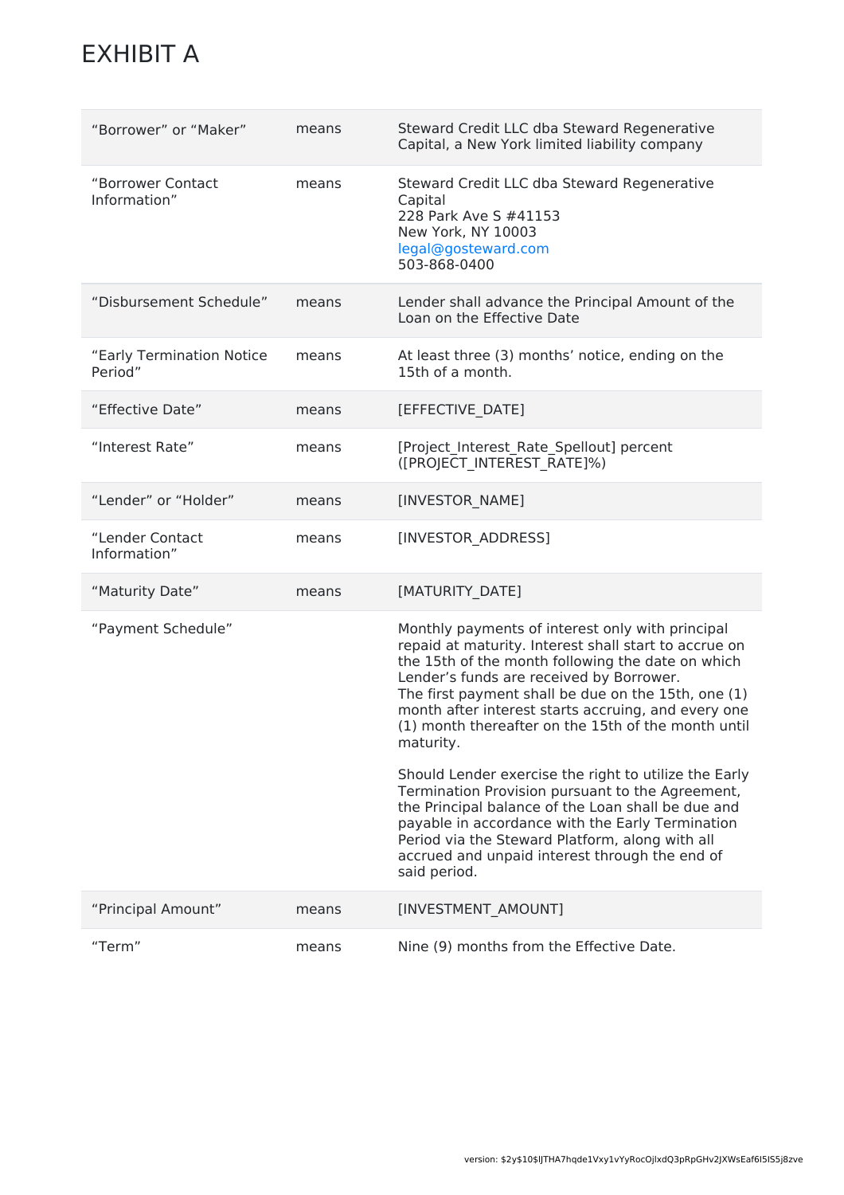# EXHIBIT A

| | | |
|---|---|---|
| “Borrower” or “Maker” | means | Steward Credit LLC dba Steward Regenerative Capital, a New York limited liability company |
| “Borrower Contact Information” | means | Steward Credit LLC dba Steward Regenerative Capital<br>228 Park Ave S #41153<br>New York, NY 10003<br>legal@gosteward.com<br>503-868-0400 |
| “Disbursement Schedule” | means | Lender shall advance the Principal Amount of the Loan on the Effective Date |
| “Early Termination Notice Period” | means | At least three (3) months’ notice, ending on the 15th of a month. |
| “Effective Date” | means | [EFFECTIVE_DATE] |
| “Interest Rate” | means | [Project_Interest_Rate_Spellout] percent ([PROJECT_INTEREST_RATE]%) |
| “Lender” or “Holder” | means | [INVESTOR_NAME] |
| “Lender Contact Information” | means | [INVESTOR_ADDRESS] |
| “Maturity Date” | means | [MATURITY_DATE] |
| “Payment Schedule” | | Monthly payments of interest only with principal repaid at maturity. Interest shall start to accrue on the 15th of the month following the date on which Lender’s funds are received by Borrower.<br>The first payment shall be due on the 15th, one (1) month after interest starts accruing, and every one (1) month thereafter on the 15th of the month until maturity.<br><br>Should Lender exercise the right to utilize the Early Termination Provision pursuant to the Agreement, the Principal balance of the Loan shall be due and payable in accordance with the Early Termination Period via the Steward Platform, along with all accrued and unpaid interest through the end of said period. |
| “Principal Amount” | means | [INVESTMENT_AMOUNT] |
| “Term” | means | Nine (9) months from the Effective Date. |

version: $2y$10$lJTHA7hqde1Vxy1vYyRocOjlxdQ3pRpGHv2JXWsEaf6I5IS5j8zve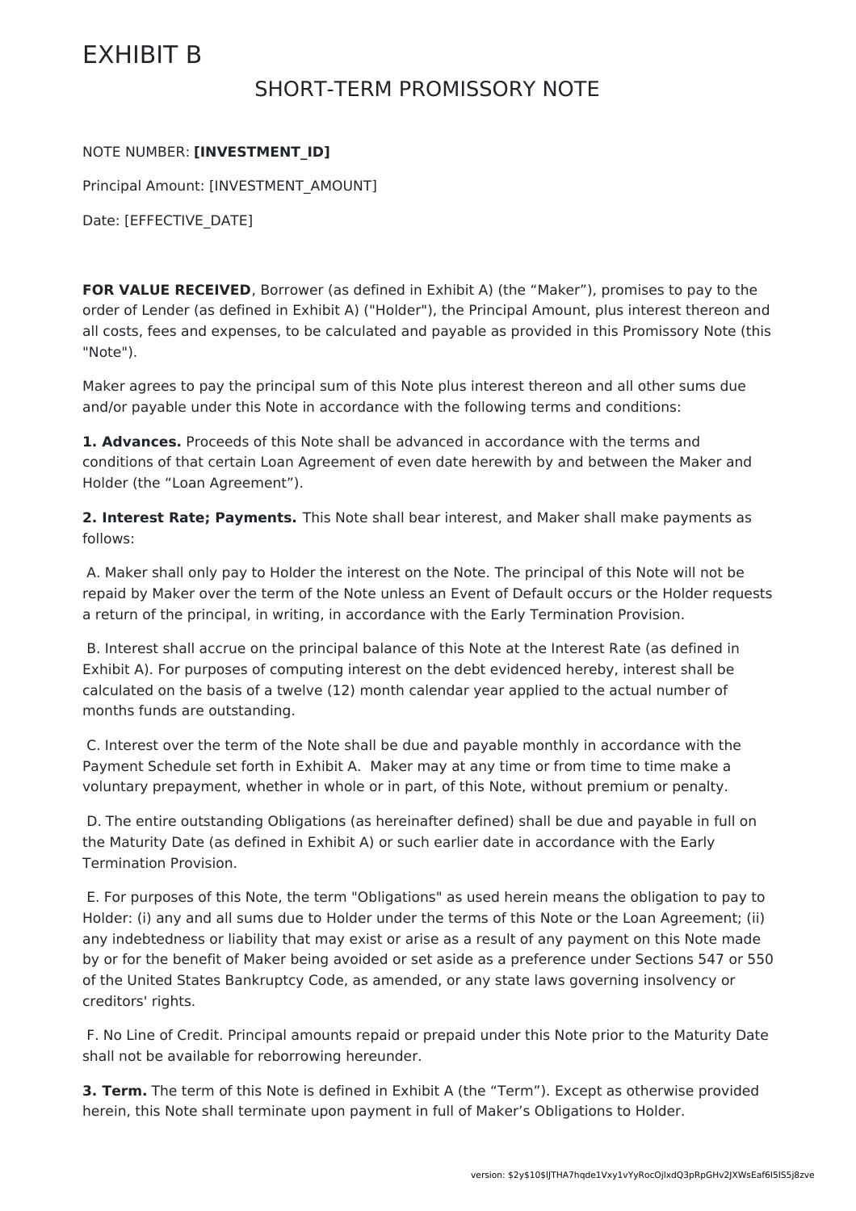# EXHIBIT B

## SHORT-TERM PROMISSORY NOTE

NOTE NUMBER: **[INVESTMENT_ID]**

Principal Amount: [INVESTMENT_AMOUNT]

Date: [EFFECTIVE_DATE]

**FOR VALUE RECEIVED**, Borrower (as defined in Exhibit A) (the "Maker"), promises to pay to the order of Lender (as defined in Exhibit A) ("Holder"), the Principal Amount, plus interest thereon and all costs, fees and expenses, to be calculated and payable as provided in this Promissory Note (this "Note").

Maker agrees to pay the principal sum of this Note plus interest thereon and all other sums due and/or payable under this Note in accordance with the following terms and conditions:

**1. Advances.** Proceeds of this Note shall be advanced in accordance with the terms and conditions of that certain Loan Agreement of even date herewith by and between the Maker and Holder (the "Loan Agreement").

**2. Interest Rate; Payments.** This Note shall bear interest, and Maker shall make payments as follows:

A. Maker shall only pay to Holder the interest on the Note. The principal of this Note will not be repaid by Maker over the term of the Note unless an Event of Default occurs or the Holder requests a return of the principal, in writing, in accordance with the Early Termination Provision.

B. Interest shall accrue on the principal balance of this Note at the Interest Rate (as defined in Exhibit A). For purposes of computing interest on the debt evidenced hereby, interest shall be calculated on the basis of a twelve (12) month calendar year applied to the actual number of months funds are outstanding.

C. Interest over the term of the Note shall be due and payable monthly in accordance with the Payment Schedule set forth in Exhibit A. Maker may at any time or from time to time make a voluntary prepayment, whether in whole or in part, of this Note, without premium or penalty.

D. The entire outstanding Obligations (as hereinafter defined) shall be due and payable in full on the Maturity Date (as defined in Exhibit A) or such earlier date in accordance with the Early Termination Provision.

E. For purposes of this Note, the term "Obligations" as used herein means the obligation to pay to Holder: (i) any and all sums due to Holder under the terms of this Note or the Loan Agreement; (ii) any indebtedness or liability that may exist or arise as a result of any payment on this Note made by or for the benefit of Maker being avoided or set aside as a preference under Sections 547 or 550 of the United States Bankruptcy Code, as amended, or any state laws governing insolvency or creditors' rights.

F. No Line of Credit. Principal amounts repaid or prepaid under this Note prior to the Maturity Date shall not be available for reborrowing hereunder.

**3. Term.** The term of this Note is defined in Exhibit A (the "Term"). Except as otherwise provided herein, this Note shall terminate upon payment in full of Maker's Obligations to Holder.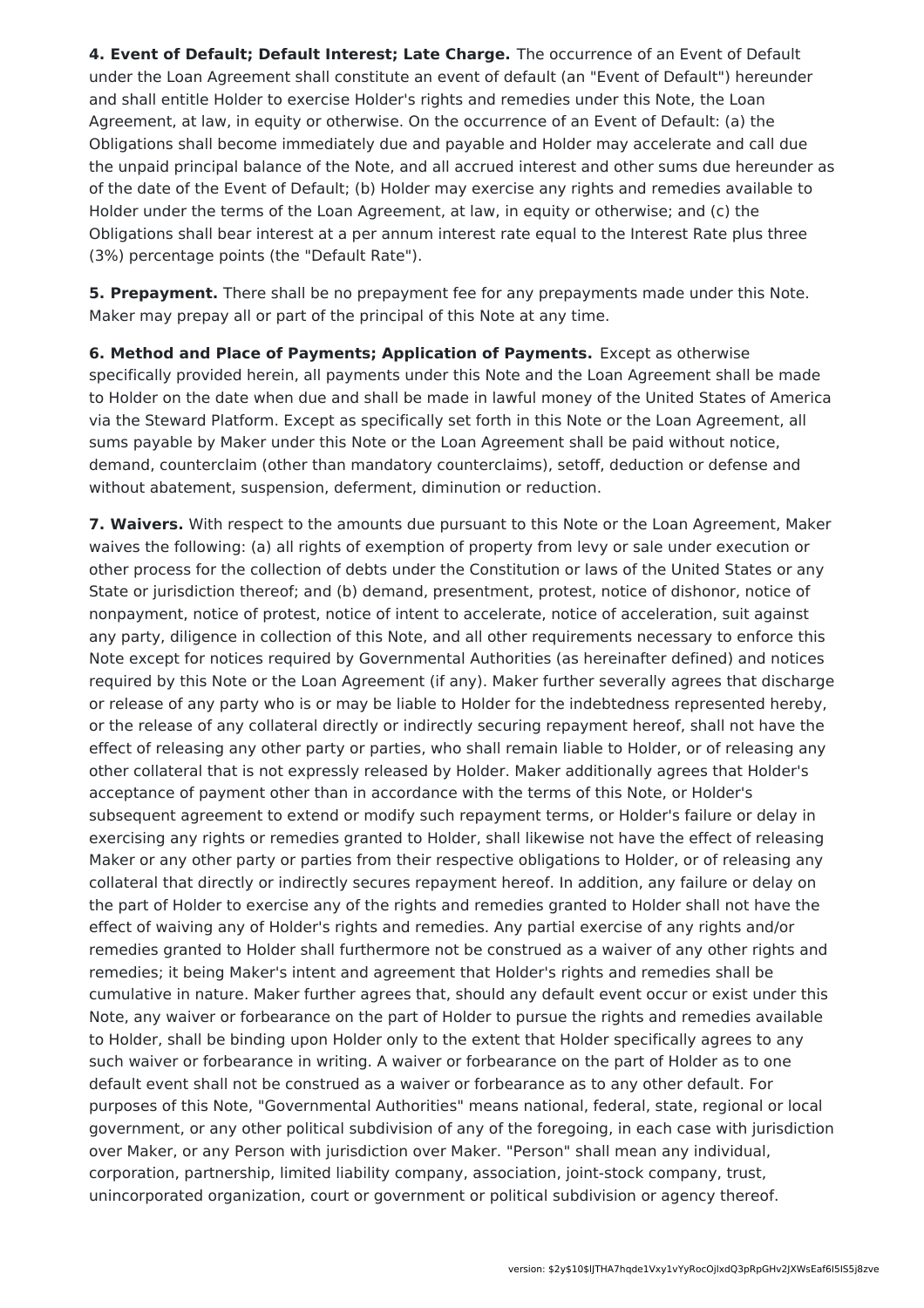**4. Event of Default; Default Interest; Late Charge.** The occurrence of an Event of Default under the Loan Agreement shall constitute an event of default (an "Event of Default") hereunder and shall entitle Holder to exercise Holder's rights and remedies under this Note, the Loan Agreement, at law, in equity or otherwise. On the occurrence of an Event of Default: (a) the Obligations shall become immediately due and payable and Holder may accelerate and call due the unpaid principal balance of the Note, and all accrued interest and other sums due hereunder as of the date of the Event of Default; (b) Holder may exercise any rights and remedies available to Holder under the terms of the Loan Agreement, at law, in equity or otherwise; and (c) the Obligations shall bear interest at a per annum interest rate equal to the Interest Rate plus three (3%) percentage points (the "Default Rate").

**5. Prepayment.** There shall be no prepayment fee for any prepayments made under this Note. Maker may prepay all or part of the principal of this Note at any time.

**6. Method and Place of Payments; Application of Payments.** Except as otherwise specifically provided herein, all payments under this Note and the Loan Agreement shall be made to Holder on the date when due and shall be made in lawful money of the United States of America via the Steward Platform. Except as specifically set forth in this Note or the Loan Agreement, all sums payable by Maker under this Note or the Loan Agreement shall be paid without notice, demand, counterclaim (other than mandatory counterclaims), setoff, deduction or defense and without abatement, suspension, deferment, diminution or reduction.

**7. Waivers.** With respect to the amounts due pursuant to this Note or the Loan Agreement, Maker waives the following: (a) all rights of exemption of property from levy or sale under execution or other process for the collection of debts under the Constitution or laws of the United States or any State or jurisdiction thereof; and (b) demand, presentment, protest, notice of dishonor, notice of nonpayment, notice of protest, notice of intent to accelerate, notice of acceleration, suit against any party, diligence in collection of this Note, and all other requirements necessary to enforce this Note except for notices required by Governmental Authorities (as hereinafter defined) and notices required by this Note or the Loan Agreement (if any). Maker further severally agrees that discharge or release of any party who is or may be liable to Holder for the indebtedness represented hereby, or the release of any collateral directly or indirectly securing repayment hereof, shall not have the effect of releasing any other party or parties, who shall remain liable to Holder, or of releasing any other collateral that is not expressly released by Holder. Maker additionally agrees that Holder's acceptance of payment other than in accordance with the terms of this Note, or Holder's subsequent agreement to extend or modify such repayment terms, or Holder's failure or delay in exercising any rights or remedies granted to Holder, shall likewise not have the effect of releasing Maker or any other party or parties from their respective obligations to Holder, or of releasing any collateral that directly or indirectly secures repayment hereof. In addition, any failure or delay on the part of Holder to exercise any of the rights and remedies granted to Holder shall not have the effect of waiving any of Holder's rights and remedies. Any partial exercise of any rights and/or remedies granted to Holder shall furthermore not be construed as a waiver of any other rights and remedies; it being Maker's intent and agreement that Holder's rights and remedies shall be cumulative in nature. Maker further agrees that, should any default event occur or exist under this Note, any waiver or forbearance on the part of Holder to pursue the rights and remedies available to Holder, shall be binding upon Holder only to the extent that Holder specifically agrees to any such waiver or forbearance in writing. A waiver or forbearance on the part of Holder as to one default event shall not be construed as a waiver or forbearance as to any other default. For purposes of this Note, "Governmental Authorities" means national, federal, state, regional or local government, or any other political subdivision of any of the foregoing, in each case with jurisdiction over Maker, or any Person with jurisdiction over Maker. "Person" shall mean any individual, corporation, partnership, limited liability company, association, joint-stock company, trust, unincorporated organization, court or government or political subdivision or agency thereof.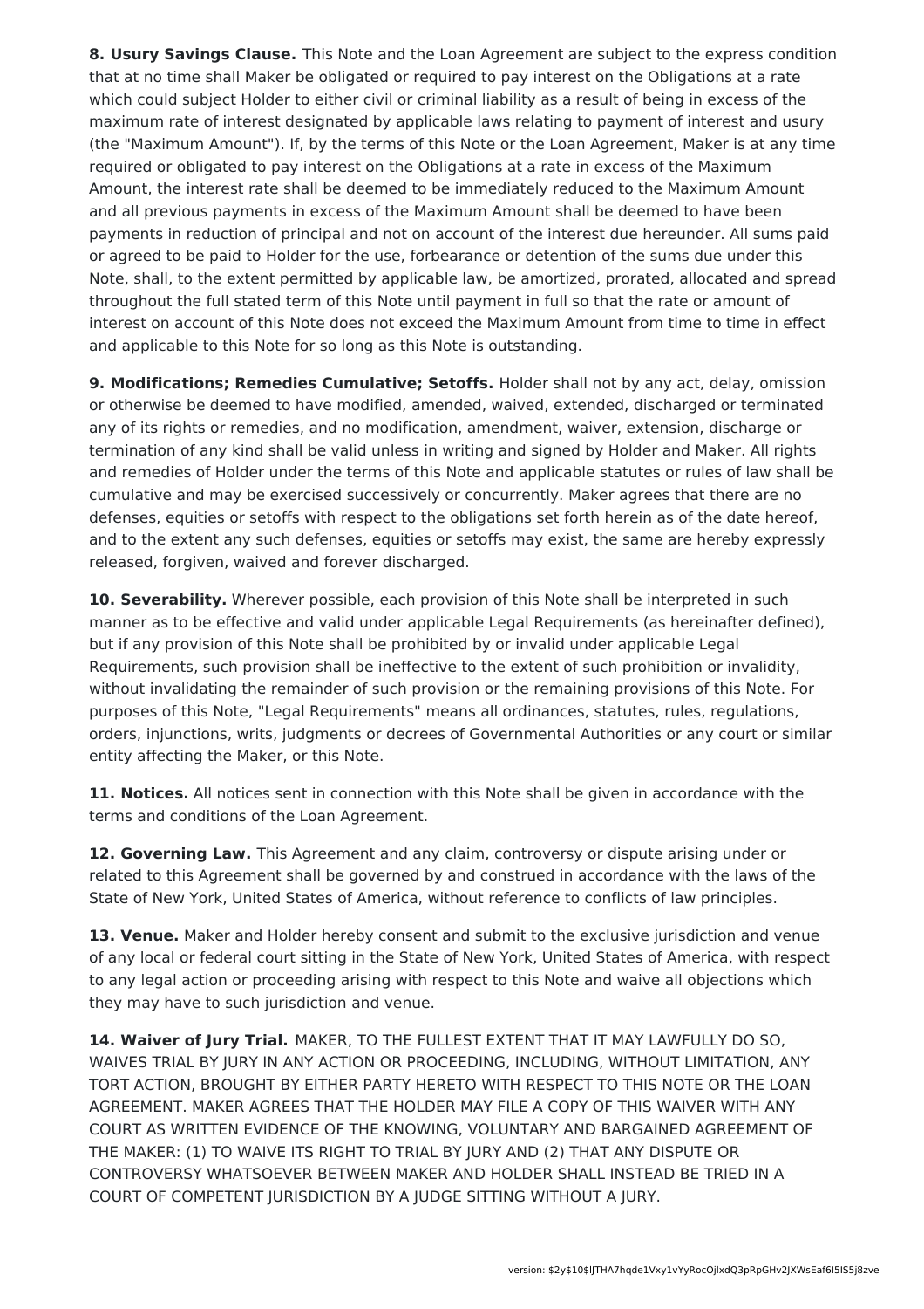**8. Usury Savings Clause.** This Note and the Loan Agreement are subject to the express condition that at no time shall Maker be obligated or required to pay interest on the Obligations at a rate which could subject Holder to either civil or criminal liability as a result of being in excess of the maximum rate of interest designated by applicable laws relating to payment of interest and usury (the "Maximum Amount"). If, by the terms of this Note or the Loan Agreement, Maker is at any time required or obligated to pay interest on the Obligations at a rate in excess of the Maximum Amount, the interest rate shall be deemed to be immediately reduced to the Maximum Amount and all previous payments in excess of the Maximum Amount shall be deemed to have been payments in reduction of principal and not on account of the interest due hereunder. All sums paid or agreed to be paid to Holder for the use, forbearance or detention of the sums due under this Note, shall, to the extent permitted by applicable law, be amortized, prorated, allocated and spread throughout the full stated term of this Note until payment in full so that the rate or amount of interest on account of this Note does not exceed the Maximum Amount from time to time in effect and applicable to this Note for so long as this Note is outstanding.

**9. Modifications; Remedies Cumulative; Setoffs.** Holder shall not by any act, delay, omission or otherwise be deemed to have modified, amended, waived, extended, discharged or terminated any of its rights or remedies, and no modification, amendment, waiver, extension, discharge or termination of any kind shall be valid unless in writing and signed by Holder and Maker. All rights and remedies of Holder under the terms of this Note and applicable statutes or rules of law shall be cumulative and may be exercised successively or concurrently. Maker agrees that there are no defenses, equities or setoffs with respect to the obligations set forth herein as of the date hereof, and to the extent any such defenses, equities or setoffs may exist, the same are hereby expressly released, forgiven, waived and forever discharged.

**10. Severability.** Wherever possible, each provision of this Note shall be interpreted in such manner as to be effective and valid under applicable Legal Requirements (as hereinafter defined), but if any provision of this Note shall be prohibited by or invalid under applicable Legal Requirements, such provision shall be ineffective to the extent of such prohibition or invalidity, without invalidating the remainder of such provision or the remaining provisions of this Note. For purposes of this Note, "Legal Requirements" means all ordinances, statutes, rules, regulations, orders, injunctions, writs, judgments or decrees of Governmental Authorities or any court or similar entity affecting the Maker, or this Note.

**11. Notices.** All notices sent in connection with this Note shall be given in accordance with the terms and conditions of the Loan Agreement.

**12. Governing Law.** This Agreement and any claim, controversy or dispute arising under or related to this Agreement shall be governed by and construed in accordance with the laws of the State of New York, United States of America, without reference to conflicts of law principles.

**13. Venue.** Maker and Holder hereby consent and submit to the exclusive jurisdiction and venue of any local or federal court sitting in the State of New York, United States of America, with respect to any legal action or proceeding arising with respect to this Note and waive all objections which they may have to such jurisdiction and venue.

**14. Waiver of Jury Trial.** MAKER, TO THE FULLEST EXTENT THAT IT MAY LAWFULLY DO SO, WAIVES TRIAL BY JURY IN ANY ACTION OR PROCEEDING, INCLUDING, WITHOUT LIMITATION, ANY TORT ACTION, BROUGHT BY EITHER PARTY HERETO WITH RESPECT TO THIS NOTE OR THE LOAN AGREEMENT. MAKER AGREES THAT THE HOLDER MAY FILE A COPY OF THIS WAIVER WITH ANY COURT AS WRITTEN EVIDENCE OF THE KNOWING, VOLUNTARY AND BARGAINED AGREEMENT OF THE MAKER: (1) TO WAIVE ITS RIGHT TO TRIAL BY JURY AND (2) THAT ANY DISPUTE OR CONTROVERSY WHATSOEVER BETWEEN MAKER AND HOLDER SHALL INSTEAD BE TRIED IN A COURT OF COMPETENT JURISDICTION BY A JUDGE SITTING WITHOUT A JURY.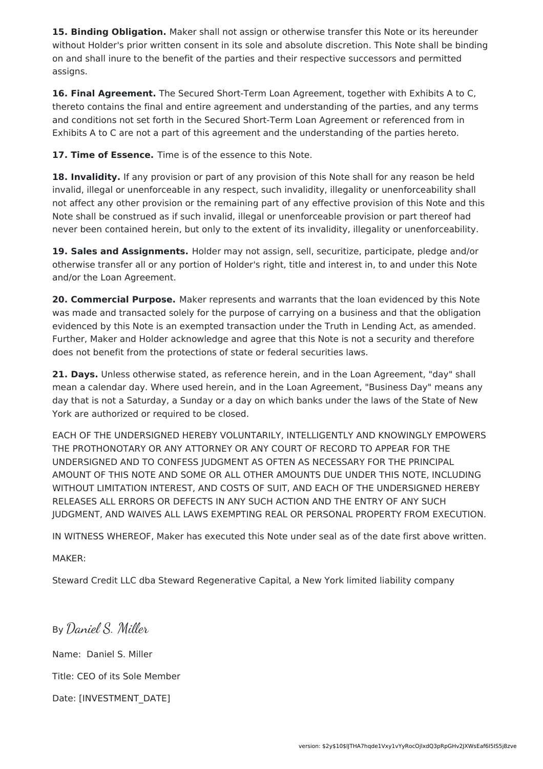**15. Binding Obligation.** Maker shall not assign or otherwise transfer this Note or its hereunder without Holder's prior written consent in its sole and absolute discretion. This Note shall be binding on and shall inure to the benefit of the parties and their respective successors and permitted assigns.

**16. Final Agreement.** The Secured Short-Term Loan Agreement, together with Exhibits A to C, thereto contains the final and entire agreement and understanding of the parties, and any terms and conditions not set forth in the Secured Short-Term Loan Agreement or referenced from in Exhibits A to C are not a part of this agreement and the understanding of the parties hereto.

**17. Time of Essence.** Time is of the essence to this Note.

**18. Invalidity.** If any provision or part of any provision of this Note shall for any reason be held invalid, illegal or unenforceable in any respect, such invalidity, illegality or unenforceability shall not affect any other provision or the remaining part of any effective provision of this Note and this Note shall be construed as if such invalid, illegal or unenforceable provision or part thereof had never been contained herein, but only to the extent of its invalidity, illegality or unenforceability.

**19. Sales and Assignments.** Holder may not assign, sell, securitize, participate, pledge and/or otherwise transfer all or any portion of Holder's right, title and interest in, to and under this Note and/or the Loan Agreement.

**20. Commercial Purpose.** Maker represents and warrants that the loan evidenced by this Note was made and transacted solely for the purpose of carrying on a business and that the obligation evidenced by this Note is an exempted transaction under the Truth in Lending Act, as amended. Further, Maker and Holder acknowledge and agree that this Note is not a security and therefore does not benefit from the protections of state or federal securities laws.

**21. Days.** Unless otherwise stated, as reference herein, and in the Loan Agreement, "day" shall mean a calendar day. Where used herein, and in the Loan Agreement, "Business Day" means any day that is not a Saturday, a Sunday or a day on which banks under the laws of the State of New York are authorized or required to be closed.

EACH OF THE UNDERSIGNED HEREBY VOLUNTARILY, INTELLIGENTLY AND KNOWINGLY EMPOWERS THE PROTHONOTARY OR ANY ATTORNEY OR ANY COURT OF RECORD TO APPEAR FOR THE UNDERSIGNED AND TO CONFESS JUDGMENT AS OFTEN AS NECESSARY FOR THE PRINCIPAL AMOUNT OF THIS NOTE AND SOME OR ALL OTHER AMOUNTS DUE UNDER THIS NOTE, INCLUDING WITHOUT LIMITATION INTEREST, AND COSTS OF SUIT, AND EACH OF THE UNDERSIGNED HEREBY RELEASES ALL ERRORS OR DEFECTS IN ANY SUCH ACTION AND THE ENTRY OF ANY SUCH JUDGMENT, AND WAIVES ALL LAWS EXEMPTING REAL OR PERSONAL PROPERTY FROM EXECUTION.

IN WITNESS WHEREOF, Maker has executed this Note under seal as of the date first above written.

MAKER:

Steward Credit LLC dba Steward Regenerative Capital, a New York limited liability company

By *Daniel S. Miller*

Name: Daniel S. Miller

Title: CEO of its Sole Member

Date: [INVESTMENT_DATE]

version: $2y$10$lJTHA7hqde1Vxy1vYyRocOjlxdQ3pRpGHv2JXWsEaf6I5IS5j8zve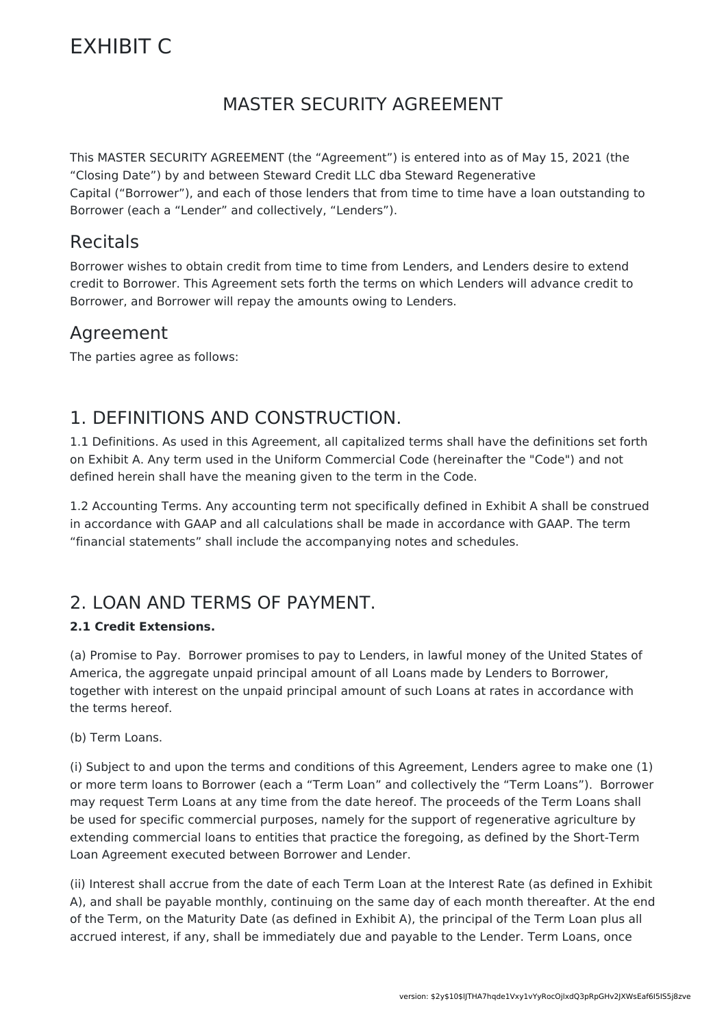# EXHIBIT C

## MASTER SECURITY AGREEMENT

This MASTER SECURITY AGREEMENT (the "Agreement") is entered into as of May 15, 2021 (the "Closing Date") by and between Steward Credit LLC dba Steward Regenerative Capital ("Borrower"), and each of those lenders that from time to time have a loan outstanding to Borrower (each a "Lender" and collectively, "Lenders").

## Recitals

Borrower wishes to obtain credit from time to time from Lenders, and Lenders desire to extend credit to Borrower. This Agreement sets forth the terms on which Lenders will advance credit to Borrower, and Borrower will repay the amounts owing to Lenders.

## Agreement

The parties agree as follows:

## 1. DEFINITIONS AND CONSTRUCTION.

1.1 Definitions. As used in this Agreement, all capitalized terms shall have the definitions set forth on Exhibit A. Any term used in the Uniform Commercial Code (hereinafter the "Code") and not defined herein shall have the meaning given to the term in the Code.

1.2 Accounting Terms. Any accounting term not specifically defined in Exhibit A shall be construed in accordance with GAAP and all calculations shall be made in accordance with GAAP. The term "financial statements" shall include the accompanying notes and schedules.

## 2. LOAN AND TERMS OF PAYMENT.

**2.1 Credit Extensions.**

(a) Promise to Pay. Borrower promises to pay to Lenders, in lawful money of the United States of America, the aggregate unpaid principal amount of all Loans made by Lenders to Borrower, together with interest on the unpaid principal amount of such Loans at rates in accordance with the terms hereof.

(b) Term Loans.

(i) Subject to and upon the terms and conditions of this Agreement, Lenders agree to make one (1) or more term loans to Borrower (each a "Term Loan" and collectively the "Term Loans"). Borrower may request Term Loans at any time from the date hereof. The proceeds of the Term Loans shall be used for specific commercial purposes, namely for the support of regenerative agriculture by extending commercial loans to entities that practice the foregoing, as defined by the Short-Term Loan Agreement executed between Borrower and Lender.

(ii) Interest shall accrue from the date of each Term Loan at the Interest Rate (as defined in Exhibit A), and shall be payable monthly, continuing on the same day of each month thereafter. At the end of the Term, on the Maturity Date (as defined in Exhibit A), the principal of the Term Loan plus all accrued interest, if any, shall be immediately due and payable to the Lender. Term Loans, once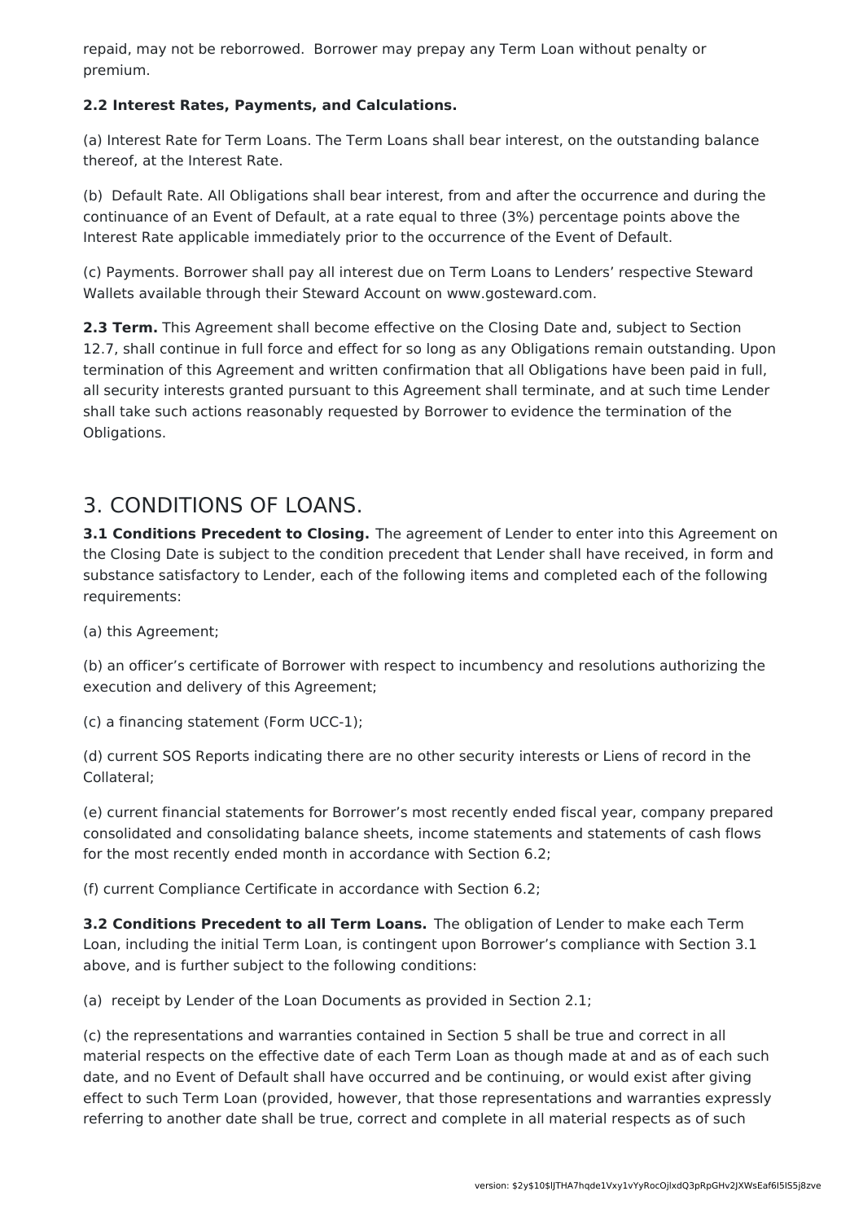repaid, may not be reborrowed.  Borrower may prepay any Term Loan without penalty or premium.

**2.2 Interest Rates, Payments, and Calculations.**

(a) Interest Rate for Term Loans. The Term Loans shall bear interest, on the outstanding balance thereof, at the Interest Rate.

(b)  Default Rate. All Obligations shall bear interest, from and after the occurrence and during the continuance of an Event of Default, at a rate equal to three (3%) percentage points above the Interest Rate applicable immediately prior to the occurrence of the Event of Default.

(c) Payments. Borrower shall pay all interest due on Term Loans to Lenders' respective Steward Wallets available through their Steward Account on www.gosteward.com.

**2.3 Term.** This Agreement shall become effective on the Closing Date and, subject to Section 12.7, shall continue in full force and effect for so long as any Obligations remain outstanding. Upon termination of this Agreement and written confirmation that all Obligations have been paid in full, all security interests granted pursuant to this Agreement shall terminate, and at such time Lender shall take such actions reasonably requested by Borrower to evidence the termination of the Obligations.

# 3. CONDITIONS OF LOANS.

**3.1 Conditions Precedent to Closing.** The agreement of Lender to enter into this Agreement on the Closing Date is subject to the condition precedent that Lender shall have received, in form and substance satisfactory to Lender, each of the following items and completed each of the following requirements:

(a) this Agreement;

(b) an officer's certificate of Borrower with respect to incumbency and resolutions authorizing the execution and delivery of this Agreement;

(c) a financing statement (Form UCC-1);

(d) current SOS Reports indicating there are no other security interests or Liens of record in the Collateral;

(e) current financial statements for Borrower's most recently ended fiscal year, company prepared consolidated and consolidating balance sheets, income statements and statements of cash flows for the most recently ended month in accordance with Section 6.2;

(f) current Compliance Certificate in accordance with Section 6.2;

**3.2 Conditions Precedent to all Term Loans.** The obligation of Lender to make each Term Loan, including the initial Term Loan, is contingent upon Borrower's compliance with Section 3.1 above, and is further subject to the following conditions:

(a)  receipt by Lender of the Loan Documents as provided in Section 2.1;

(c) the representations and warranties contained in Section 5 shall be true and correct in all material respects on the effective date of each Term Loan as though made at and as of each such date, and no Event of Default shall have occurred and be continuing, or would exist after giving effect to such Term Loan (provided, however, that those representations and warranties expressly referring to another date shall be true, correct and complete in all material respects as of such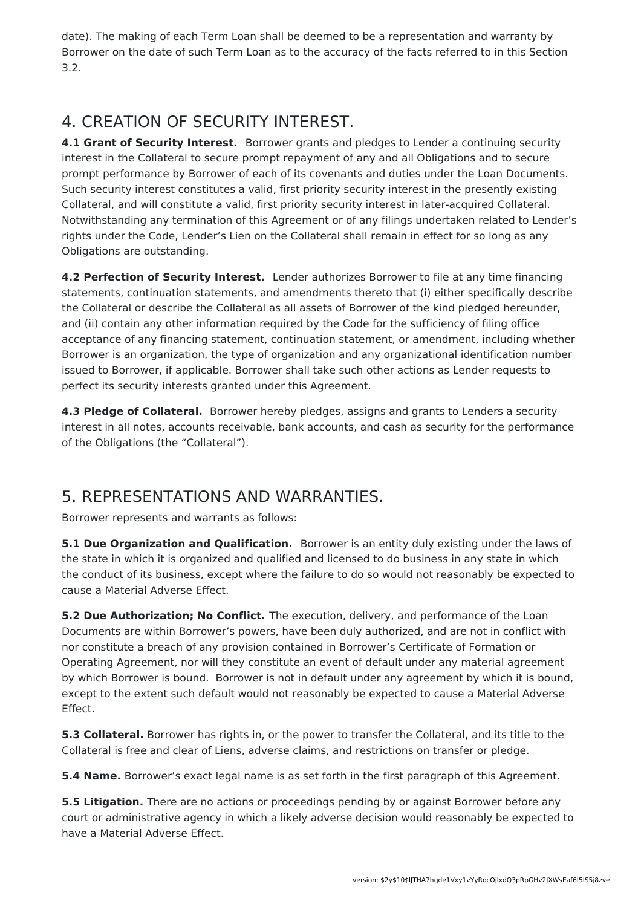date). The making of each Term Loan shall be deemed to be a representation and warranty by Borrower on the date of such Term Loan as to the accuracy of the facts referred to in this Section 3.2.

## 4. CREATION OF SECURITY INTEREST.

**4.1 Grant of Security Interest.** Borrower grants and pledges to Lender a continuing security interest in the Collateral to secure prompt repayment of any and all Obligations and to secure prompt performance by Borrower of each of its covenants and duties under the Loan Documents. Such security interest constitutes a valid, first priority security interest in the presently existing Collateral, and will constitute a valid, first priority security interest in later-acquired Collateral. Notwithstanding any termination of this Agreement or of any filings undertaken related to Lender's rights under the Code, Lender's Lien on the Collateral shall remain in effect for so long as any Obligations are outstanding.

**4.2 Perfection of Security Interest.** Lender authorizes Borrower to file at any time financing statements, continuation statements, and amendments thereto that (i) either specifically describe the Collateral or describe the Collateral as all assets of Borrower of the kind pledged hereunder, and (ii) contain any other information required by the Code for the sufficiency of filing office acceptance of any financing statement, continuation statement, or amendment, including whether Borrower is an organization, the type of organization and any organizational identification number issued to Borrower, if applicable. Borrower shall take such other actions as Lender requests to perfect its security interests granted under this Agreement.

**4.3 Pledge of Collateral.** Borrower hereby pledges, assigns and grants to Lenders a security interest in all notes, accounts receivable, bank accounts, and cash as security for the performance of the Obligations (the "Collateral").

## 5. REPRESENTATIONS AND WARRANTIES.

Borrower represents and warrants as follows:

**5.1 Due Organization and Qualification.** Borrower is an entity duly existing under the laws of the state in which it is organized and qualified and licensed to do business in any state in which the conduct of its business, except where the failure to do so would not reasonably be expected to cause a Material Adverse Effect.

**5.2 Due Authorization; No Conflict.** The execution, delivery, and performance of the Loan Documents are within Borrower's powers, have been duly authorized, and are not in conflict with nor constitute a breach of any provision contained in Borrower's Certificate of Formation or Operating Agreement, nor will they constitute an event of default under any material agreement by which Borrower is bound. Borrower is not in default under any agreement by which it is bound, except to the extent such default would not reasonably be expected to cause a Material Adverse Effect.

**5.3 Collateral.** Borrower has rights in, or the power to transfer the Collateral, and its title to the Collateral is free and clear of Liens, adverse claims, and restrictions on transfer or pledge.

**5.4 Name.** Borrower's exact legal name is as set forth in the first paragraph of this Agreement.

**5.5 Litigation.** There are no actions or proceedings pending by or against Borrower before any court or administrative agency in which a likely adverse decision would reasonably be expected to have a Material Adverse Effect.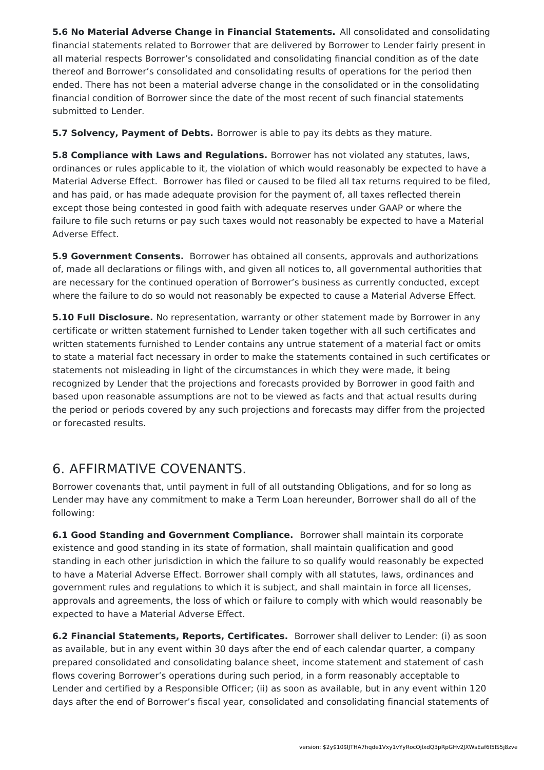**5.6 No Material Adverse Change in Financial Statements.** All consolidated and consolidating financial statements related to Borrower that are delivered by Borrower to Lender fairly present in all material respects Borrower's consolidated and consolidating financial condition as of the date thereof and Borrower's consolidated and consolidating results of operations for the period then ended. There has not been a material adverse change in the consolidated or in the consolidating financial condition of Borrower since the date of the most recent of such financial statements submitted to Lender.

**5.7 Solvency, Payment of Debts.** Borrower is able to pay its debts as they mature.

**5.8 Compliance with Laws and Regulations.** Borrower has not violated any statutes, laws, ordinances or rules applicable to it, the violation of which would reasonably be expected to have a Material Adverse Effect. Borrower has filed or caused to be filed all tax returns required to be filed, and has paid, or has made adequate provision for the payment of, all taxes reflected therein except those being contested in good faith with adequate reserves under GAAP or where the failure to file such returns or pay such taxes would not reasonably be expected to have a Material Adverse Effect.

**5.9 Government Consents.** Borrower has obtained all consents, approvals and authorizations of, made all declarations or filings with, and given all notices to, all governmental authorities that are necessary for the continued operation of Borrower's business as currently conducted, except where the failure to do so would not reasonably be expected to cause a Material Adverse Effect.

**5.10 Full Disclosure.** No representation, warranty or other statement made by Borrower in any certificate or written statement furnished to Lender taken together with all such certificates and written statements furnished to Lender contains any untrue statement of a material fact or omits to state a material fact necessary in order to make the statements contained in such certificates or statements not misleading in light of the circumstances in which they were made, it being recognized by Lender that the projections and forecasts provided by Borrower in good faith and based upon reasonable assumptions are not to be viewed as facts and that actual results during the period or periods covered by any such projections and forecasts may differ from the projected or forecasted results.

## 6. AFFIRMATIVE COVENANTS.

Borrower covenants that, until payment in full of all outstanding Obligations, and for so long as Lender may have any commitment to make a Term Loan hereunder, Borrower shall do all of the following:

**6.1 Good Standing and Government Compliance.** Borrower shall maintain its corporate existence and good standing in its state of formation, shall maintain qualification and good standing in each other jurisdiction in which the failure to so qualify would reasonably be expected to have a Material Adverse Effect. Borrower shall comply with all statutes, laws, ordinances and government rules and regulations to which it is subject, and shall maintain in force all licenses, approvals and agreements, the loss of which or failure to comply with which would reasonably be expected to have a Material Adverse Effect.

**6.2 Financial Statements, Reports, Certificates.** Borrower shall deliver to Lender: (i) as soon as available, but in any event within 30 days after the end of each calendar quarter, a company prepared consolidated and consolidating balance sheet, income statement and statement of cash flows covering Borrower's operations during such period, in a form reasonably acceptable to Lender and certified by a Responsible Officer; (ii) as soon as available, but in any event within 120 days after the end of Borrower's fiscal year, consolidated and consolidating financial statements of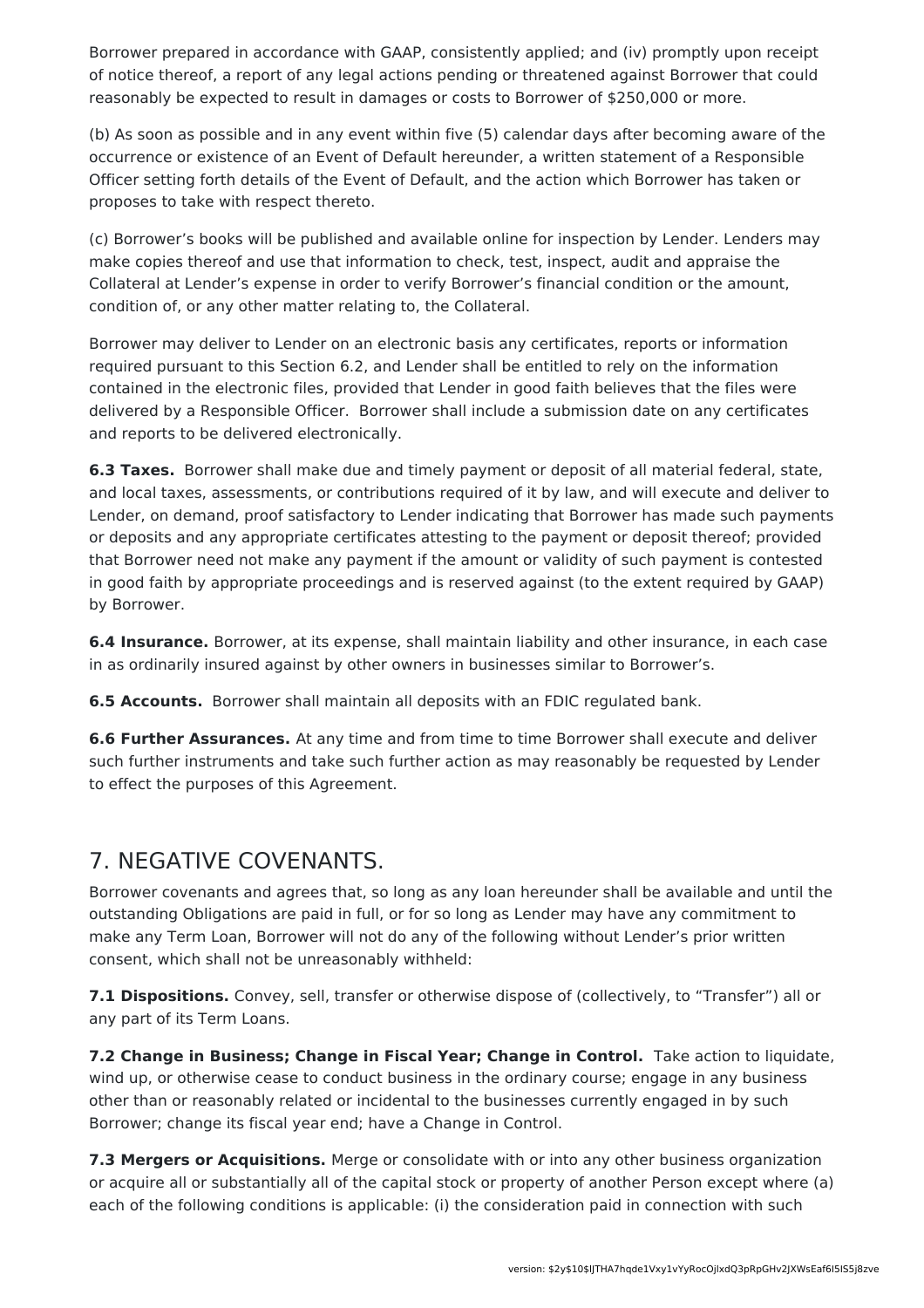Borrower prepared in accordance with GAAP, consistently applied; and (iv) promptly upon receipt of notice thereof, a report of any legal actions pending or threatened against Borrower that could reasonably be expected to result in damages or costs to Borrower of $250,000 or more.

(b) As soon as possible and in any event within five (5) calendar days after becoming aware of the occurrence or existence of an Event of Default hereunder, a written statement of a Responsible Officer setting forth details of the Event of Default, and the action which Borrower has taken or proposes to take with respect thereto.

(c) Borrower's books will be published and available online for inspection by Lender. Lenders may make copies thereof and use that information to check, test, inspect, audit and appraise the Collateral at Lender's expense in order to verify Borrower's financial condition or the amount, condition of, or any other matter relating to, the Collateral.

Borrower may deliver to Lender on an electronic basis any certificates, reports or information required pursuant to this Section 6.2, and Lender shall be entitled to rely on the information contained in the electronic files, provided that Lender in good faith believes that the files were delivered by a Responsible Officer. Borrower shall include a submission date on any certificates and reports to be delivered electronically.

**6.3 Taxes.** Borrower shall make due and timely payment or deposit of all material federal, state, and local taxes, assessments, or contributions required of it by law, and will execute and deliver to Lender, on demand, proof satisfactory to Lender indicating that Borrower has made such payments or deposits and any appropriate certificates attesting to the payment or deposit thereof; provided that Borrower need not make any payment if the amount or validity of such payment is contested in good faith by appropriate proceedings and is reserved against (to the extent required by GAAP) by Borrower.

**6.4 Insurance.** Borrower, at its expense, shall maintain liability and other insurance, in each case in as ordinarily insured against by other owners in businesses similar to Borrower's.

**6.5 Accounts.** Borrower shall maintain all deposits with an FDIC regulated bank.

**6.6 Further Assurances.** At any time and from time to time Borrower shall execute and deliver such further instruments and take such further action as may reasonably be requested by Lender to effect the purposes of this Agreement.

## 7. NEGATIVE COVENANTS.

Borrower covenants and agrees that, so long as any loan hereunder shall be available and until the outstanding Obligations are paid in full, or for so long as Lender may have any commitment to make any Term Loan, Borrower will not do any of the following without Lender's prior written consent, which shall not be unreasonably withheld:

**7.1 Dispositions.** Convey, sell, transfer or otherwise dispose of (collectively, to "Transfer") all or any part of its Term Loans.

**7.2 Change in Business; Change in Fiscal Year; Change in Control.** Take action to liquidate, wind up, or otherwise cease to conduct business in the ordinary course; engage in any business other than or reasonably related or incidental to the businesses currently engaged in by such Borrower; change its fiscal year end; have a Change in Control.

**7.3 Mergers or Acquisitions.** Merge or consolidate with or into any other business organization or acquire all or substantially all of the capital stock or property of another Person except where (a) each of the following conditions is applicable: (i) the consideration paid in connection with such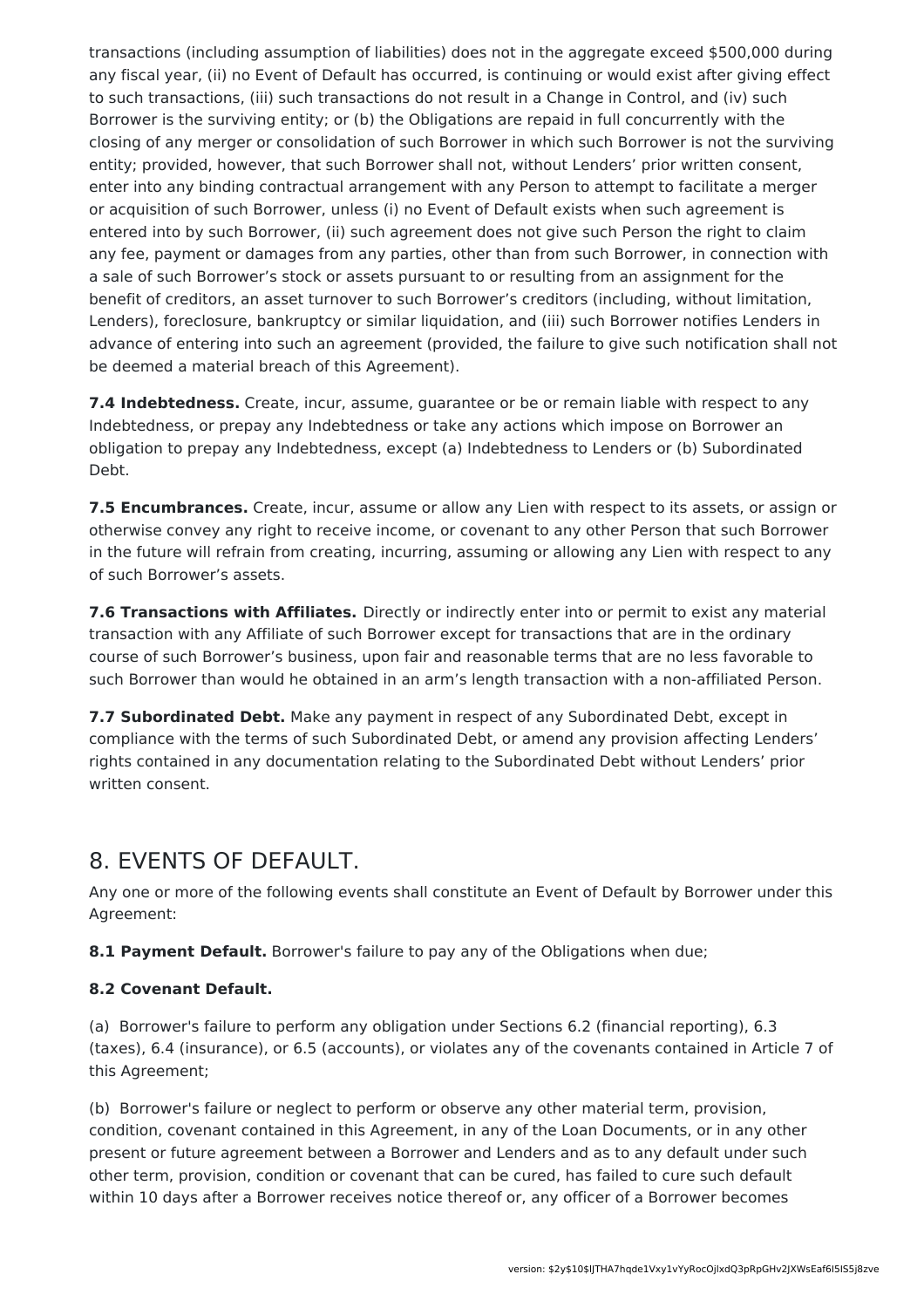transactions (including assumption of liabilities) does not in the aggregate exceed $500,000 during any fiscal year, (ii) no Event of Default has occurred, is continuing or would exist after giving effect to such transactions, (iii) such transactions do not result in a Change in Control, and (iv) such Borrower is the surviving entity; or (b) the Obligations are repaid in full concurrently with the closing of any merger or consolidation of such Borrower in which such Borrower is not the surviving entity; provided, however, that such Borrower shall not, without Lenders' prior written consent, enter into any binding contractual arrangement with any Person to attempt to facilitate a merger or acquisition of such Borrower, unless (i) no Event of Default exists when such agreement is entered into by such Borrower, (ii) such agreement does not give such Person the right to claim any fee, payment or damages from any parties, other than from such Borrower, in connection with a sale of such Borrower's stock or assets pursuant to or resulting from an assignment for the benefit of creditors, an asset turnover to such Borrower's creditors (including, without limitation, Lenders), foreclosure, bankruptcy or similar liquidation, and (iii) such Borrower notifies Lenders in advance of entering into such an agreement (provided, the failure to give such notification shall not be deemed a material breach of this Agreement).

**7.4 Indebtedness.** Create, incur, assume, guarantee or be or remain liable with respect to any Indebtedness, or prepay any Indebtedness or take any actions which impose on Borrower an obligation to prepay any Indebtedness, except (a) Indebtedness to Lenders or (b) Subordinated Debt.

**7.5 Encumbrances.** Create, incur, assume or allow any Lien with respect to its assets, or assign or otherwise convey any right to receive income, or covenant to any other Person that such Borrower in the future will refrain from creating, incurring, assuming or allowing any Lien with respect to any of such Borrower's assets.

**7.6 Transactions with Affiliates.** Directly or indirectly enter into or permit to exist any material transaction with any Affiliate of such Borrower except for transactions that are in the ordinary course of such Borrower's business, upon fair and reasonable terms that are no less favorable to such Borrower than would he obtained in an arm's length transaction with a non-affiliated Person.

**7.7 Subordinated Debt.** Make any payment in respect of any Subordinated Debt, except in compliance with the terms of such Subordinated Debt, or amend any provision affecting Lenders' rights contained in any documentation relating to the Subordinated Debt without Lenders' prior written consent.

## 8. EVENTS OF DEFAULT.

Any one or more of the following events shall constitute an Event of Default by Borrower under this Agreement:

**8.1 Payment Default.** Borrower's failure to pay any of the Obligations when due;

**8.2 Covenant Default.**

(a) Borrower's failure to perform any obligation under Sections 6.2 (financial reporting), 6.3 (taxes), 6.4 (insurance), or 6.5 (accounts), or violates any of the covenants contained in Article 7 of this Agreement;

(b) Borrower's failure or neglect to perform or observe any other material term, provision, condition, covenant contained in this Agreement, in any of the Loan Documents, or in any other present or future agreement between a Borrower and Lenders and as to any default under such other term, provision, condition or covenant that can be cured, has failed to cure such default within 10 days after a Borrower receives notice thereof or, any officer of a Borrower becomes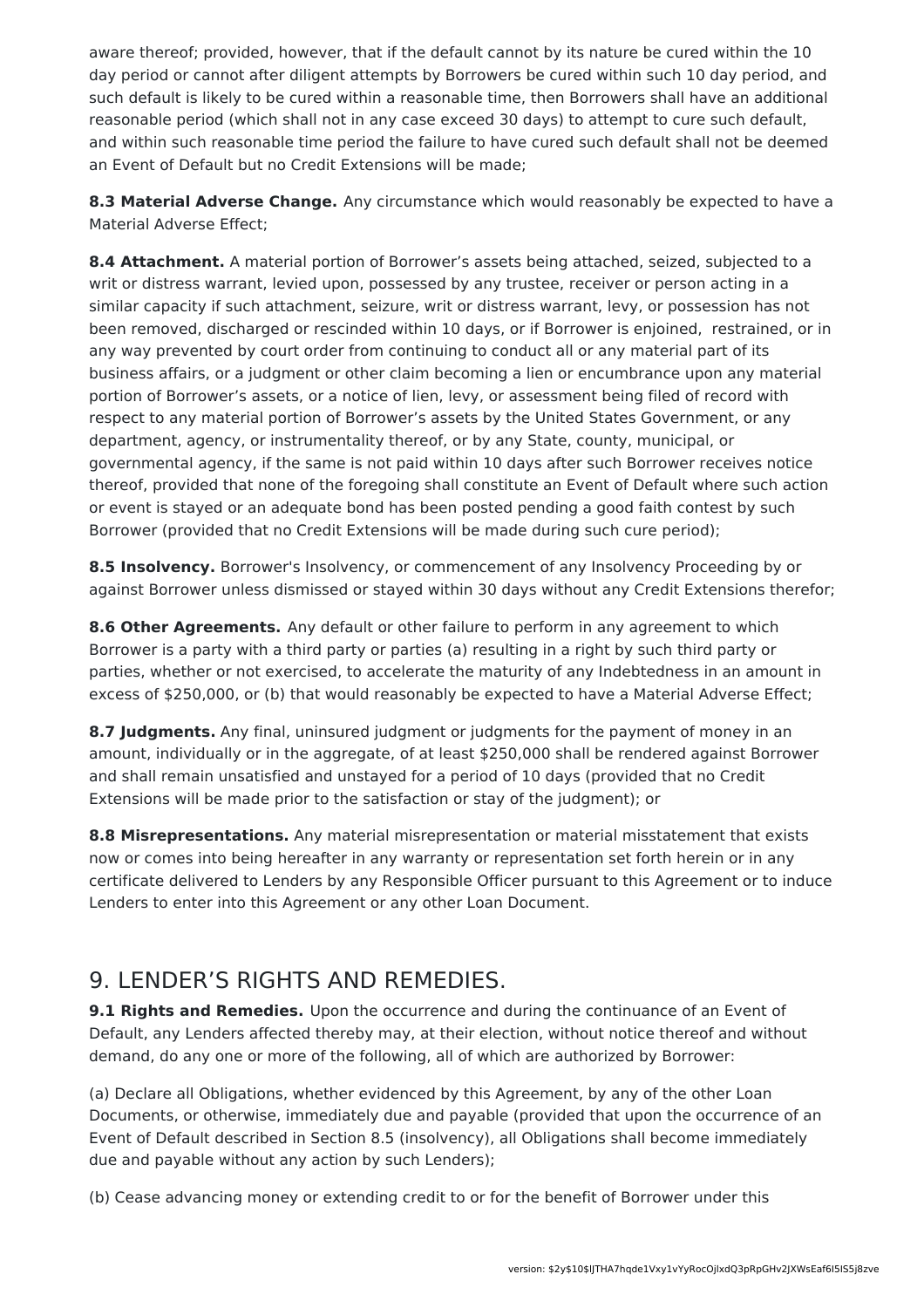aware thereof; provided, however, that if the default cannot by its nature be cured within the 10 day period or cannot after diligent attempts by Borrowers be cured within such 10 day period, and such default is likely to be cured within a reasonable time, then Borrowers shall have an additional reasonable period (which shall not in any case exceed 30 days) to attempt to cure such default, and within such reasonable time period the failure to have cured such default shall not be deemed an Event of Default but no Credit Extensions will be made;

**8.3 Material Adverse Change.** Any circumstance which would reasonably be expected to have a Material Adverse Effect;

**8.4 Attachment.** A material portion of Borrower's assets being attached, seized, subjected to a writ or distress warrant, levied upon, possessed by any trustee, receiver or person acting in a similar capacity if such attachment, seizure, writ or distress warrant, levy, or possession has not been removed, discharged or rescinded within 10 days, or if Borrower is enjoined, restrained, or in any way prevented by court order from continuing to conduct all or any material part of its business affairs, or a judgment or other claim becoming a lien or encumbrance upon any material portion of Borrower's assets, or a notice of lien, levy, or assessment being filed of record with respect to any material portion of Borrower's assets by the United States Government, or any department, agency, or instrumentality thereof, or by any State, county, municipal, or governmental agency, if the same is not paid within 10 days after such Borrower receives notice thereof, provided that none of the foregoing shall constitute an Event of Default where such action or event is stayed or an adequate bond has been posted pending a good faith contest by such Borrower (provided that no Credit Extensions will be made during such cure period);

**8.5 Insolvency.** Borrower's Insolvency, or commencement of any Insolvency Proceeding by or against Borrower unless dismissed or stayed within 30 days without any Credit Extensions therefor;

**8.6 Other Agreements.** Any default or other failure to perform in any agreement to which Borrower is a party with a third party or parties (a) resulting in a right by such third party or parties, whether or not exercised, to accelerate the maturity of any Indebtedness in an amount in excess of $250,000, or (b) that would reasonably be expected to have a Material Adverse Effect;

**8.7 Judgments.** Any final, uninsured judgment or judgments for the payment of money in an amount, individually or in the aggregate, of at least $250,000 shall be rendered against Borrower and shall remain unsatisfied and unstayed for a period of 10 days (provided that no Credit Extensions will be made prior to the satisfaction or stay of the judgment); or

**8.8 Misrepresentations.** Any material misrepresentation or material misstatement that exists now or comes into being hereafter in any warranty or representation set forth herein or in any certificate delivered to Lenders by any Responsible Officer pursuant to this Agreement or to induce Lenders to enter into this Agreement or any other Loan Document.

## 9. LENDER'S RIGHTS AND REMEDIES.

**9.1 Rights and Remedies.** Upon the occurrence and during the continuance of an Event of Default, any Lenders affected thereby may, at their election, without notice thereof and without demand, do any one or more of the following, all of which are authorized by Borrower:

(a) Declare all Obligations, whether evidenced by this Agreement, by any of the other Loan Documents, or otherwise, immediately due and payable (provided that upon the occurrence of an Event of Default described in Section 8.5 (insolvency), all Obligations shall become immediately due and payable without any action by such Lenders);

(b) Cease advancing money or extending credit to or for the benefit of Borrower under this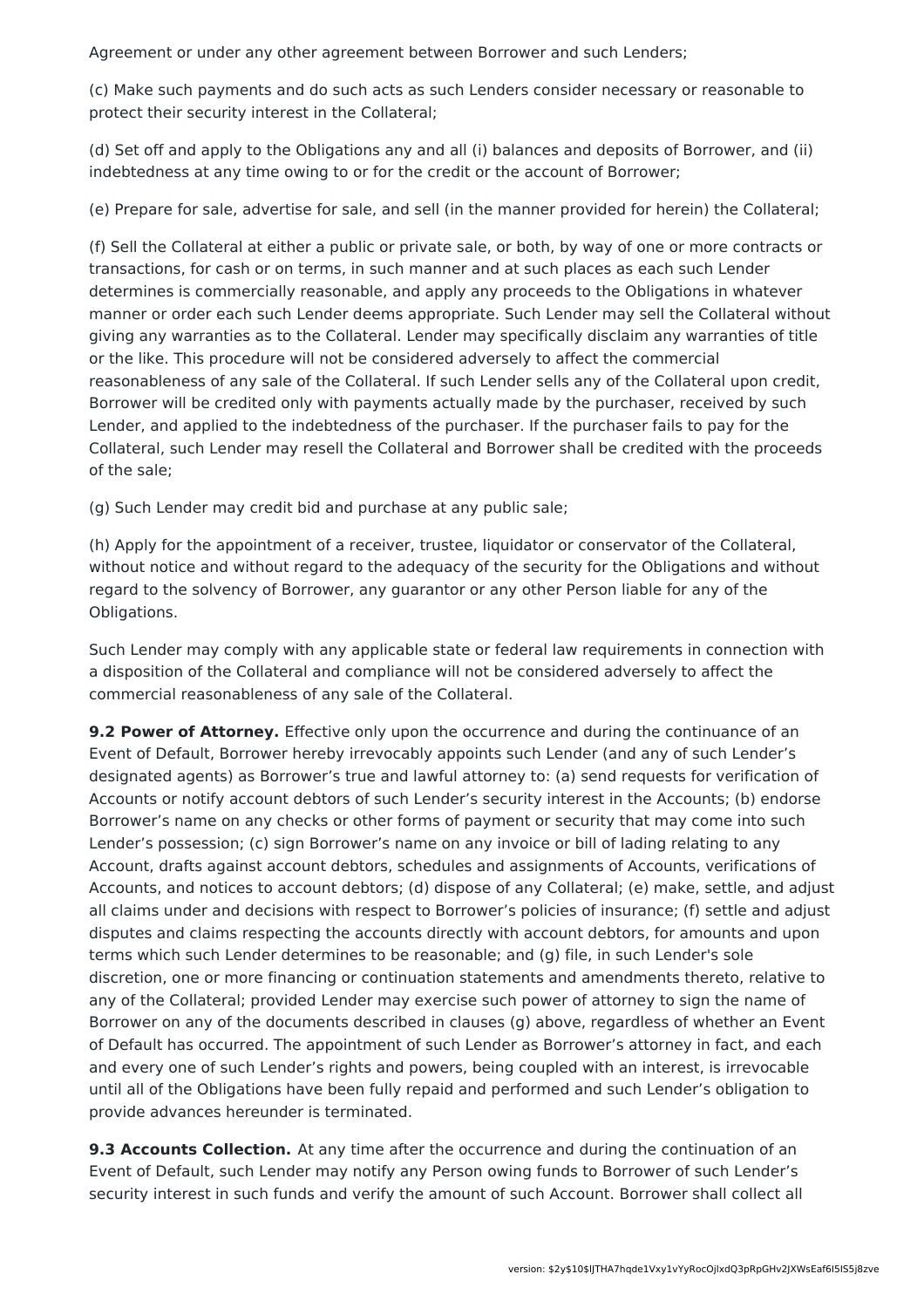Agreement or under any other agreement between Borrower and such Lenders;

(c) Make such payments and do such acts as such Lenders consider necessary or reasonable to protect their security interest in the Collateral;

(d) Set off and apply to the Obligations any and all (i) balances and deposits of Borrower, and (ii) indebtedness at any time owing to or for the credit or the account of Borrower;

(e) Prepare for sale, advertise for sale, and sell (in the manner provided for herein) the Collateral;

(f) Sell the Collateral at either a public or private sale, or both, by way of one or more contracts or transactions, for cash or on terms, in such manner and at such places as each such Lender determines is commercially reasonable, and apply any proceeds to the Obligations in whatever manner or order each such Lender deems appropriate. Such Lender may sell the Collateral without giving any warranties as to the Collateral. Lender may specifically disclaim any warranties of title or the like. This procedure will not be considered adversely to affect the commercial reasonableness of any sale of the Collateral. If such Lender sells any of the Collateral upon credit, Borrower will be credited only with payments actually made by the purchaser, received by such Lender, and applied to the indebtedness of the purchaser. If the purchaser fails to pay for the Collateral, such Lender may resell the Collateral and Borrower shall be credited with the proceeds of the sale;

(g) Such Lender may credit bid and purchase at any public sale;

(h) Apply for the appointment of a receiver, trustee, liquidator or conservator of the Collateral, without notice and without regard to the adequacy of the security for the Obligations and without regard to the solvency of Borrower, any guarantor or any other Person liable for any of the Obligations.

Such Lender may comply with any applicable state or federal law requirements in connection with a disposition of the Collateral and compliance will not be considered adversely to affect the commercial reasonableness of any sale of the Collateral.

**9.2 Power of Attorney.** Effective only upon the occurrence and during the continuance of an Event of Default, Borrower hereby irrevocably appoints such Lender (and any of such Lender's designated agents) as Borrower's true and lawful attorney to: (a) send requests for verification of Accounts or notify account debtors of such Lender's security interest in the Accounts; (b) endorse Borrower's name on any checks or other forms of payment or security that may come into such Lender's possession; (c) sign Borrower's name on any invoice or bill of lading relating to any Account, drafts against account debtors, schedules and assignments of Accounts, verifications of Accounts, and notices to account debtors; (d) dispose of any Collateral; (e) make, settle, and adjust all claims under and decisions with respect to Borrower's policies of insurance; (f) settle and adjust disputes and claims respecting the accounts directly with account debtors, for amounts and upon terms which such Lender determines to be reasonable; and (g) file, in such Lender's sole discretion, one or more financing or continuation statements and amendments thereto, relative to any of the Collateral; provided Lender may exercise such power of attorney to sign the name of Borrower on any of the documents described in clauses (g) above, regardless of whether an Event of Default has occurred. The appointment of such Lender as Borrower's attorney in fact, and each and every one of such Lender's rights and powers, being coupled with an interest, is irrevocable until all of the Obligations have been fully repaid and performed and such Lender's obligation to provide advances hereunder is terminated.

**9.3 Accounts Collection.** At any time after the occurrence and during the continuation of an Event of Default, such Lender may notify any Person owing funds to Borrower of such Lender's security interest in such funds and verify the amount of such Account. Borrower shall collect all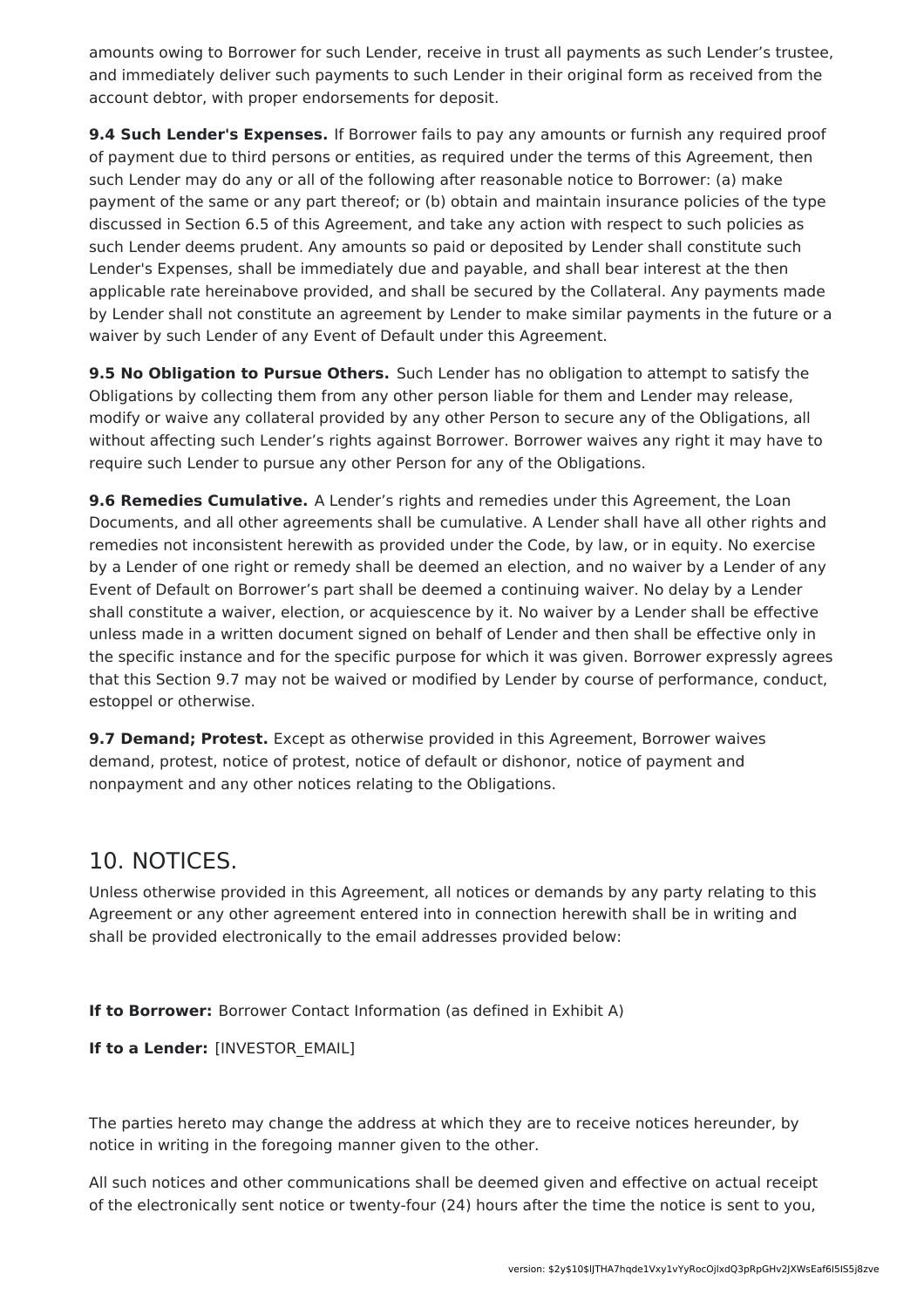amounts owing to Borrower for such Lender, receive in trust all payments as such Lender's trustee, and immediately deliver such payments to such Lender in their original form as received from the account debtor, with proper endorsements for deposit.

**9.4 Such Lender's Expenses.** If Borrower fails to pay any amounts or furnish any required proof of payment due to third persons or entities, as required under the terms of this Agreement, then such Lender may do any or all of the following after reasonable notice to Borrower: (a) make payment of the same or any part thereof; or (b) obtain and maintain insurance policies of the type discussed in Section 6.5 of this Agreement, and take any action with respect to such policies as such Lender deems prudent. Any amounts so paid or deposited by Lender shall constitute such Lender's Expenses, shall be immediately due and payable, and shall bear interest at the then applicable rate hereinabove provided, and shall be secured by the Collateral. Any payments made by Lender shall not constitute an agreement by Lender to make similar payments in the future or a waiver by such Lender of any Event of Default under this Agreement.

**9.5 No Obligation to Pursue Others.** Such Lender has no obligation to attempt to satisfy the Obligations by collecting them from any other person liable for them and Lender may release, modify or waive any collateral provided by any other Person to secure any of the Obligations, all without affecting such Lender's rights against Borrower. Borrower waives any right it may have to require such Lender to pursue any other Person for any of the Obligations.

**9.6 Remedies Cumulative.** A Lender's rights and remedies under this Agreement, the Loan Documents, and all other agreements shall be cumulative. A Lender shall have all other rights and remedies not inconsistent herewith as provided under the Code, by law, or in equity. No exercise by a Lender of one right or remedy shall be deemed an election, and no waiver by a Lender of any Event of Default on Borrower's part shall be deemed a continuing waiver. No delay by a Lender shall constitute a waiver, election, or acquiescence by it. No waiver by a Lender shall be effective unless made in a written document signed on behalf of Lender and then shall be effective only in the specific instance and for the specific purpose for which it was given. Borrower expressly agrees that this Section 9.7 may not be waived or modified by Lender by course of performance, conduct, estoppel or otherwise.

**9.7 Demand; Protest.** Except as otherwise provided in this Agreement, Borrower waives demand, protest, notice of protest, notice of default or dishonor, notice of payment and nonpayment and any other notices relating to the Obligations.

## 10. NOTICES.

Unless otherwise provided in this Agreement, all notices or demands by any party relating to this Agreement or any other agreement entered into in connection herewith shall be in writing and shall be provided electronically to the email addresses provided below:

**If to Borrower:** Borrower Contact Information (as defined in Exhibit A)

**If to a Lender:** [INVESTOR_EMAIL]

The parties hereto may change the address at which they are to receive notices hereunder, by notice in writing in the foregoing manner given to the other.

All such notices and other communications shall be deemed given and effective on actual receipt of the electronically sent notice or twenty-four (24) hours after the time the notice is sent to you,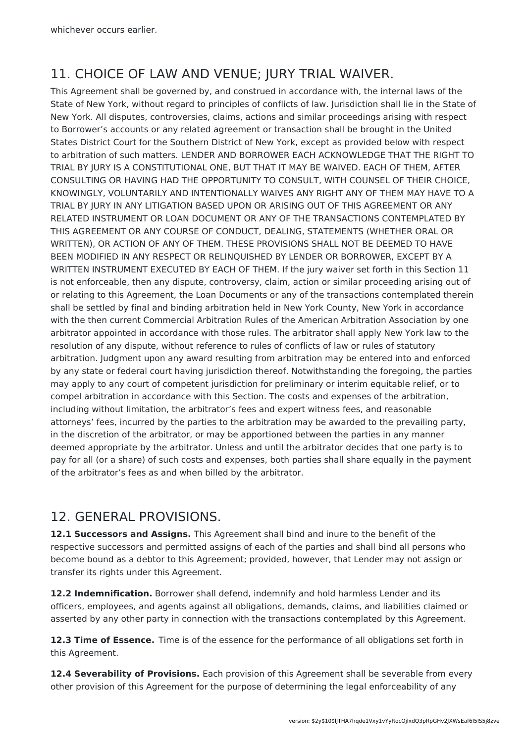whichever occurs earlier.

## 11. CHOICE OF LAW AND VENUE; JURY TRIAL WAIVER.

This Agreement shall be governed by, and construed in accordance with, the internal laws of the State of New York, without regard to principles of conflicts of law. Jurisdiction shall lie in the State of New York. All disputes, controversies, claims, actions and similar proceedings arising with respect to Borrower's accounts or any related agreement or transaction shall be brought in the United States District Court for the Southern District of New York, except as provided below with respect to arbitration of such matters. LENDER AND BORROWER EACH ACKNOWLEDGE THAT THE RIGHT TO TRIAL BY JURY IS A CONSTITUTIONAL ONE, BUT THAT IT MAY BE WAIVED. EACH OF THEM, AFTER CONSULTING OR HAVING HAD THE OPPORTUNITY TO CONSULT, WITH COUNSEL OF THEIR CHOICE, KNOWINGLY, VOLUNTARILY AND INTENTIONALLY WAIVES ANY RIGHT ANY OF THEM MAY HAVE TO A TRIAL BY JURY IN ANY LITIGATION BASED UPON OR ARISING OUT OF THIS AGREEMENT OR ANY RELATED INSTRUMENT OR LOAN DOCUMENT OR ANY OF THE TRANSACTIONS CONTEMPLATED BY THIS AGREEMENT OR ANY COURSE OF CONDUCT, DEALING, STATEMENTS (WHETHER ORAL OR WRITTEN), OR ACTION OF ANY OF THEM. THESE PROVISIONS SHALL NOT BE DEEMED TO HAVE BEEN MODIFIED IN ANY RESPECT OR RELINQUISHED BY LENDER OR BORROWER, EXCEPT BY A WRITTEN INSTRUMENT EXECUTED BY EACH OF THEM. If the jury waiver set forth in this Section 11 is not enforceable, then any dispute, controversy, claim, action or similar proceeding arising out of or relating to this Agreement, the Loan Documents or any of the transactions contemplated therein shall be settled by final and binding arbitration held in New York County, New York in accordance with the then current Commercial Arbitration Rules of the American Arbitration Association by one arbitrator appointed in accordance with those rules. The arbitrator shall apply New York law to the resolution of any dispute, without reference to rules of conflicts of law or rules of statutory arbitration. Judgment upon any award resulting from arbitration may be entered into and enforced by any state or federal court having jurisdiction thereof. Notwithstanding the foregoing, the parties may apply to any court of competent jurisdiction for preliminary or interim equitable relief, or to compel arbitration in accordance with this Section. The costs and expenses of the arbitration, including without limitation, the arbitrator's fees and expert witness fees, and reasonable attorneys' fees, incurred by the parties to the arbitration may be awarded to the prevailing party, in the discretion of the arbitrator, or may be apportioned between the parties in any manner deemed appropriate by the arbitrator. Unless and until the arbitrator decides that one party is to pay for all (or a share) of such costs and expenses, both parties shall share equally in the payment of the arbitrator's fees as and when billed by the arbitrator.

## 12. GENERAL PROVISIONS.

**12.1 Successors and Assigns.** This Agreement shall bind and inure to the benefit of the respective successors and permitted assigns of each of the parties and shall bind all persons who become bound as a debtor to this Agreement; provided, however, that Lender may not assign or transfer its rights under this Agreement.

**12.2 Indemnification.** Borrower shall defend, indemnify and hold harmless Lender and its officers, employees, and agents against all obligations, demands, claims, and liabilities claimed or asserted by any other party in connection with the transactions contemplated by this Agreement.

**12.3 Time of Essence.** Time is of the essence for the performance of all obligations set forth in this Agreement.

**12.4 Severability of Provisions.** Each provision of this Agreement shall be severable from every other provision of this Agreement for the purpose of determining the legal enforceability of any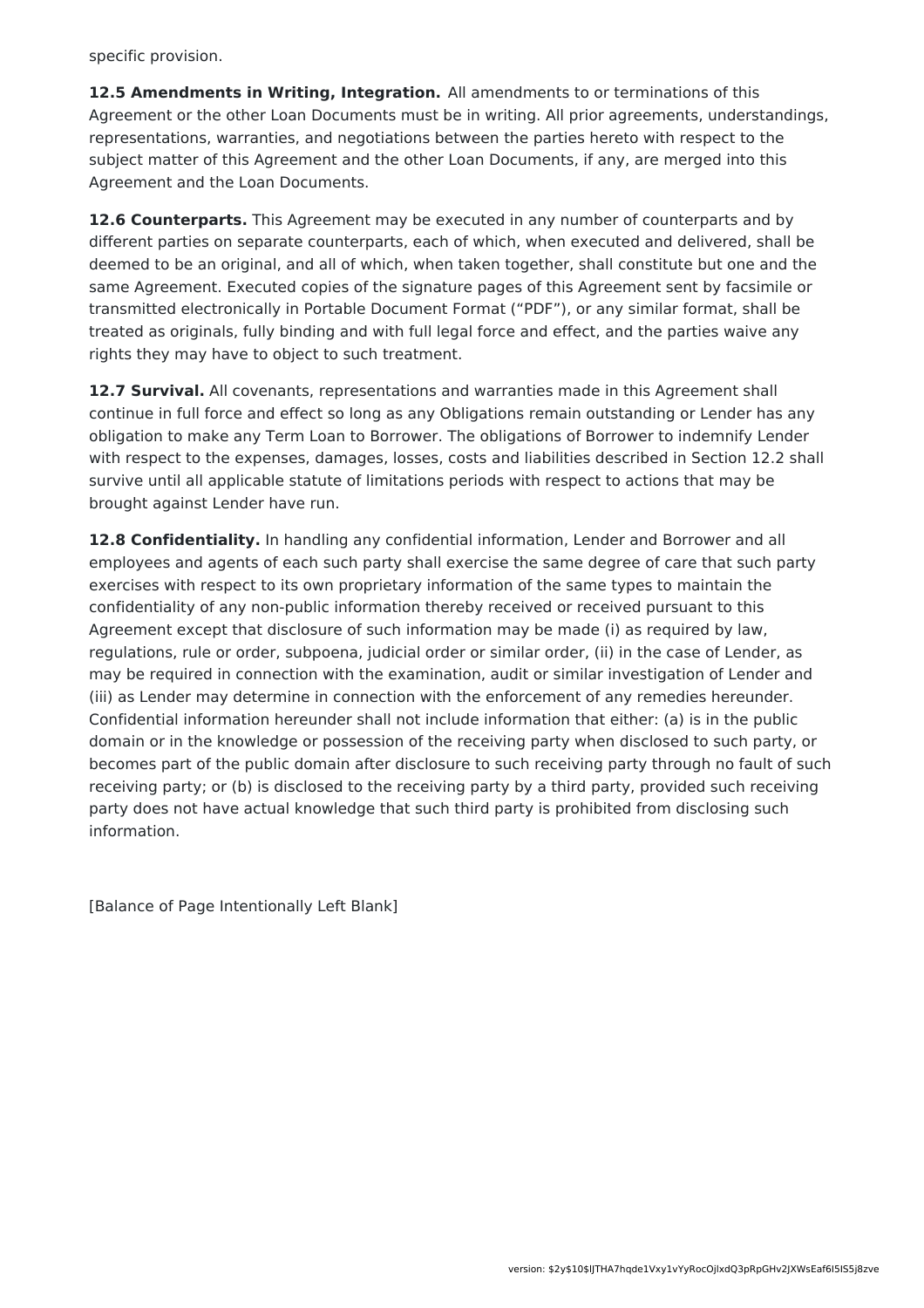specific provision.

**12.5 Amendments in Writing, Integration.** All amendments to or terminations of this Agreement or the other Loan Documents must be in writing. All prior agreements, understandings, representations, warranties, and negotiations between the parties hereto with respect to the subject matter of this Agreement and the other Loan Documents, if any, are merged into this Agreement and the Loan Documents.

**12.6 Counterparts.** This Agreement may be executed in any number of counterparts and by different parties on separate counterparts, each of which, when executed and delivered, shall be deemed to be an original, and all of which, when taken together, shall constitute but one and the same Agreement. Executed copies of the signature pages of this Agreement sent by facsimile or transmitted electronically in Portable Document Format ("PDF"), or any similar format, shall be treated as originals, fully binding and with full legal force and effect, and the parties waive any rights they may have to object to such treatment.

**12.7 Survival.** All covenants, representations and warranties made in this Agreement shall continue in full force and effect so long as any Obligations remain outstanding or Lender has any obligation to make any Term Loan to Borrower. The obligations of Borrower to indemnify Lender with respect to the expenses, damages, losses, costs and liabilities described in Section 12.2 shall survive until all applicable statute of limitations periods with respect to actions that may be brought against Lender have run.

**12.8 Confidentiality.** In handling any confidential information, Lender and Borrower and all employees and agents of each such party shall exercise the same degree of care that such party exercises with respect to its own proprietary information of the same types to maintain the confidentiality of any non-public information thereby received or received pursuant to this Agreement except that disclosure of such information may be made (i) as required by law, regulations, rule or order, subpoena, judicial order or similar order, (ii) in the case of Lender, as may be required in connection with the examination, audit or similar investigation of Lender and (iii) as Lender may determine in connection with the enforcement of any remedies hereunder. Confidential information hereunder shall not include information that either: (a) is in the public domain or in the knowledge or possession of the receiving party when disclosed to such party, or becomes part of the public domain after disclosure to such receiving party through no fault of such receiving party; or (b) is disclosed to the receiving party by a third party, provided such receiving party does not have actual knowledge that such third party is prohibited from disclosing such information.

[Balance of Page Intentionally Left Blank]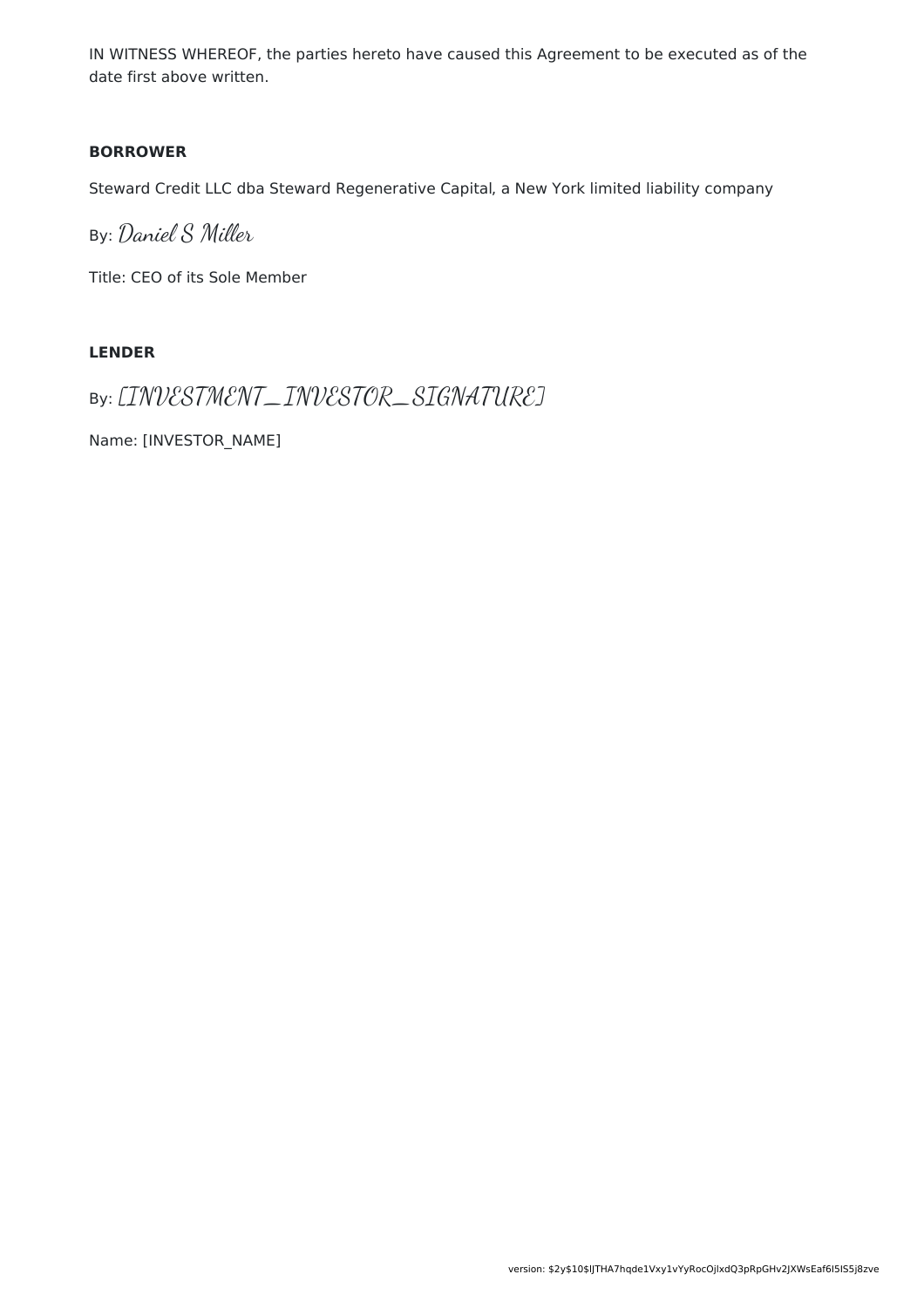IN WITNESS WHEREOF, the parties hereto have caused this Agreement to be executed as of the date first above written.

**BORROWER**

Steward Credit LLC dba Steward Regenerative Capital, a New York limited liability company

By: *Daniel S Miller*

Title: CEO of its Sole Member

**LENDER**

By: *[INVESTMENT_INVESTOR_SIGNATURE]*

Name: [INVESTOR_NAME]

version: $2y$10$lJTHA7hqde1Vxy1vYyRocOjlxdQ3pRpGHv2JXWsEaf6I5IS5j8zve